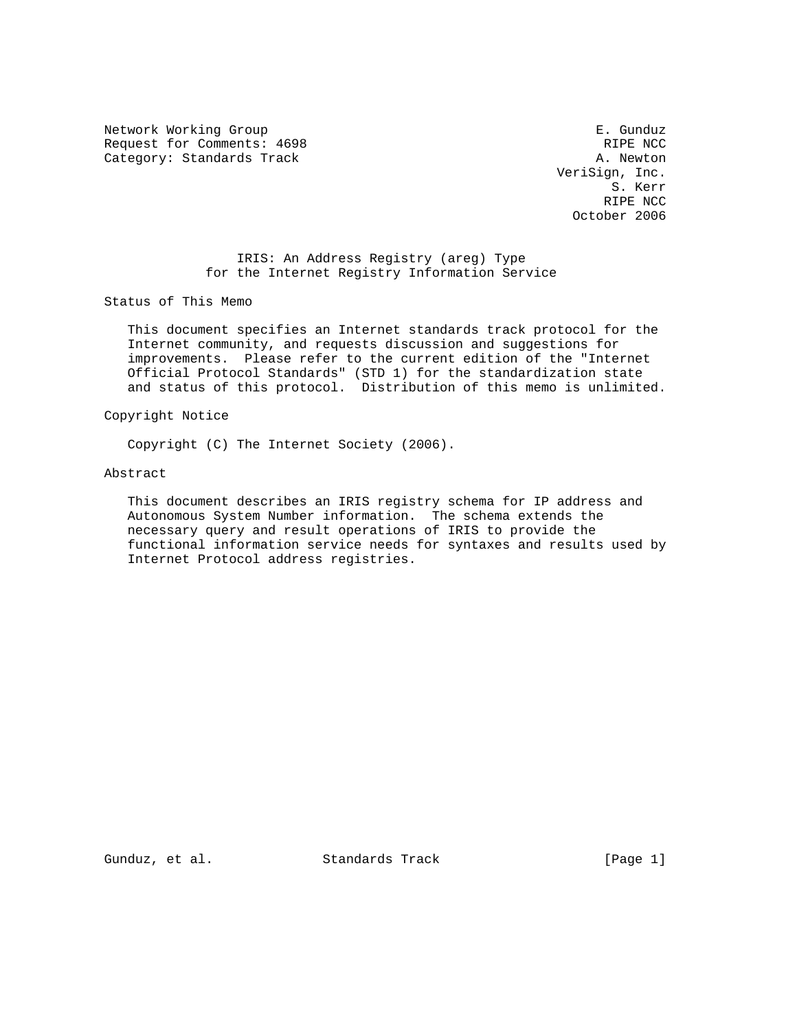Network Working Group E. Gunduz
Request for Comments: 4698 RIPE NCC
Category: Standards Track A. Newton
VeriSign, Inc.
S. Kerr
RIPE NCC
October 2006

# IRIS: An Address Registry (areg) Type for the Internet Registry Information Service

## Status of This Memo

This document specifies an Internet standards track protocol for the Internet community, and requests discussion and suggestions for improvements. Please refer to the current edition of the "Internet Official Protocol Standards" (STD 1) for the standardization state and status of this protocol. Distribution of this memo is unlimited.

## Copyright Notice

Copyright (C) The Internet Society (2006).

## Abstract

This document describes an IRIS registry schema for IP address and Autonomous System Number information. The schema extends the necessary query and result operations of IRIS to provide the functional information service needs for syntaxes and results used by Internet Protocol address registries.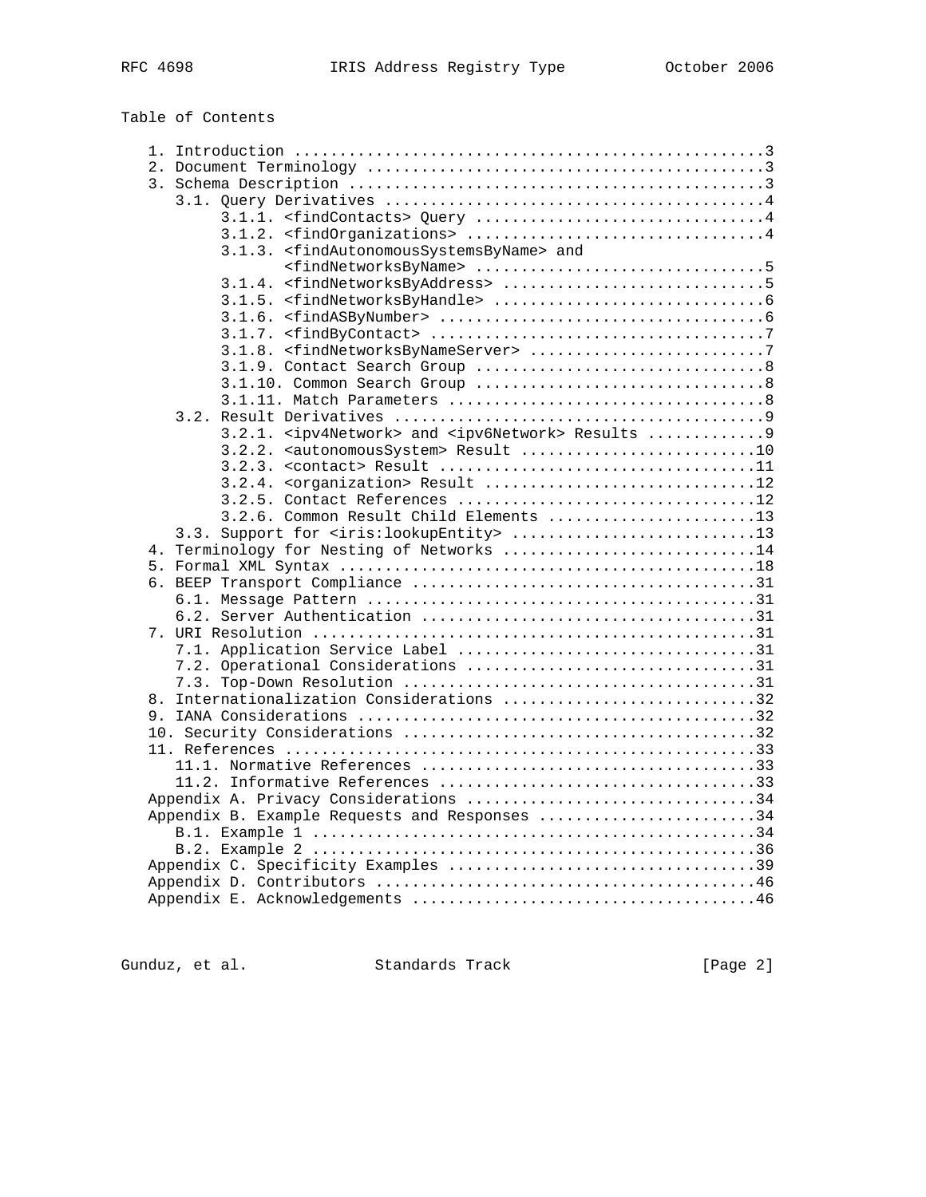Table of Contents

```
   1. Introduction ....................................................3
   2. Document Terminology ............................................3
   3. Schema Description ..............................................3
      3.1. Query Derivatives ..........................................4
           3.1.1. <findContacts> Query ................................4
           3.1.2. <findOrganizations> .................................4
           3.1.3. <findAutonomousSystemsByName> and
                  <findNetworksByName> ................................5
           3.1.4. <findNetworksByAddress> .............................5
           3.1.5. <findNetworksByHandle> ..............................6
           3.1.6. <findASByNumber> ....................................6
           3.1.7. <findByContact> .....................................7
           3.1.8. <findNetworksByNameServer> ..........................7
           3.1.9. Contact Search Group ................................8
           3.1.10. Common Search Group ................................8
           3.1.11. Match Parameters ...................................8
      3.2. Result Derivatives .........................................9
           3.2.1. <ipv4Network> and <ipv6Network> Results .............9
           3.2.2. <autonomousSystem> Result ..........................10
           3.2.3. <contact> Result ...................................11
           3.2.4. <organization> Result ..............................12
           3.2.5. Contact References .................................12
           3.2.6. Common Result Child Elements .......................13
      3.3. Support for <iris:lookupEntity> ...........................13
   4. Terminology for Nesting of Networks ............................14
   5. Formal XML Syntax ..............................................18
   6. BEEP Transport Compliance ......................................31
      6.1. Message Pattern ...........................................31
      6.2. Server Authentication .....................................31
   7. URI Resolution .................................................31
      7.1. Application Service Label .................................31
      7.2. Operational Considerations ................................31
      7.3. Top-Down Resolution .......................................31
   8. Internationalization Considerations ............................32
   9. IANA Considerations ............................................32
   10. Security Considerations .......................................32
   11. References ....................................................33
      11.1. Normative References .....................................33
      11.2. Informative References ...................................33
   Appendix A. Privacy Considerations ................................34
   Appendix B. Example Requests and Responses ........................34
      B.1. Example 1 .................................................34
      B.2. Example 2 .................................................36
   Appendix C. Specificity Examples ..................................39
   Appendix D. Contributors ..........................................46
   Appendix E. Acknowledgements ......................................46
```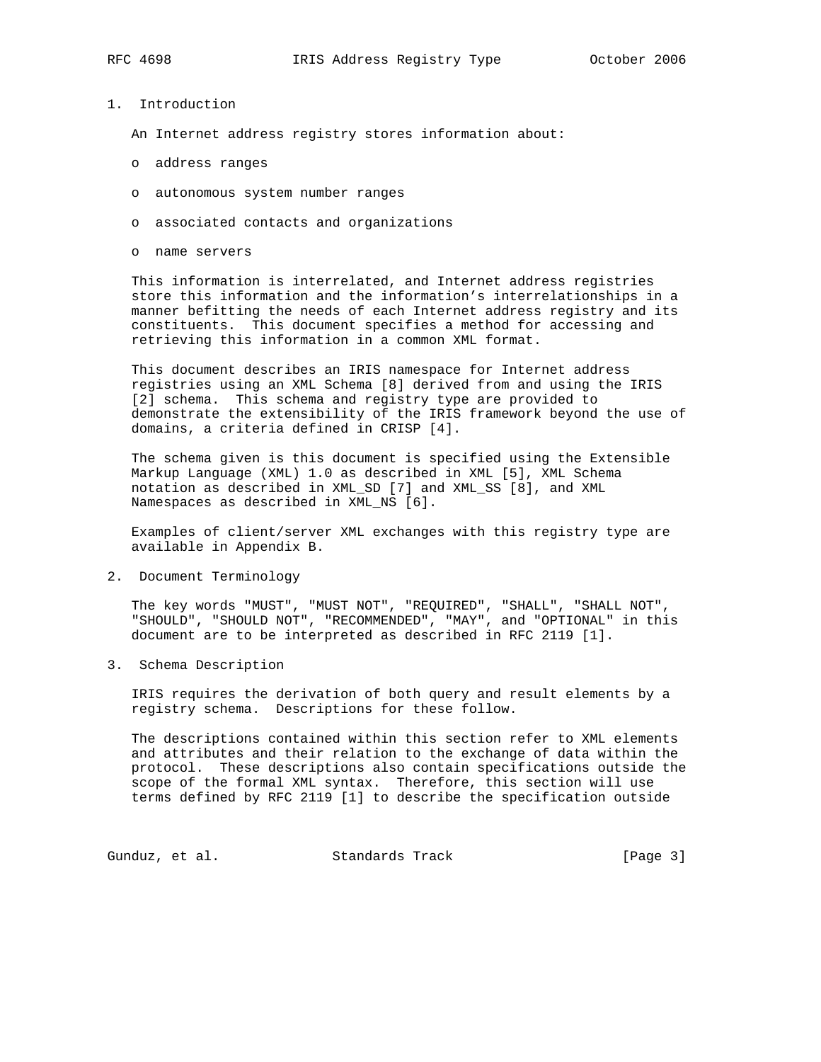## 1. Introduction

An Internet address registry stores information about:

- address ranges
- autonomous system number ranges
- associated contacts and organizations
- name servers

This information is interrelated, and Internet address registries store this information and the information's interrelationships in a manner befitting the needs of each Internet address registry and its constituents. This document specifies a method for accessing and retrieving this information in a common XML format.

This document describes an IRIS namespace for Internet address registries using an XML Schema [8] derived from and using the IRIS [2] schema. This schema and registry type are provided to demonstrate the extensibility of the IRIS framework beyond the use of domains, a criteria defined in CRISP [4].

The schema given is this document is specified using the Extensible Markup Language (XML) 1.0 as described in XML [5], XML Schema notation as described in XML_SD [7] and XML_SS [8], and XML Namespaces as described in XML_NS [6].

Examples of client/server XML exchanges with this registry type are available in Appendix B.

## 2. Document Terminology

The key words "MUST", "MUST NOT", "REQUIRED", "SHALL", "SHALL NOT", "SHOULD", "SHOULD NOT", "RECOMMENDED", "MAY", and "OPTIONAL" in this document are to be interpreted as described in RFC 2119 [1].

## 3. Schema Description

IRIS requires the derivation of both query and result elements by a registry schema. Descriptions for these follow.

The descriptions contained within this section refer to XML elements and attributes and their relation to the exchange of data within the protocol. These descriptions also contain specifications outside the scope of the formal XML syntax. Therefore, this section will use terms defined by RFC 2119 [1] to describe the specification outside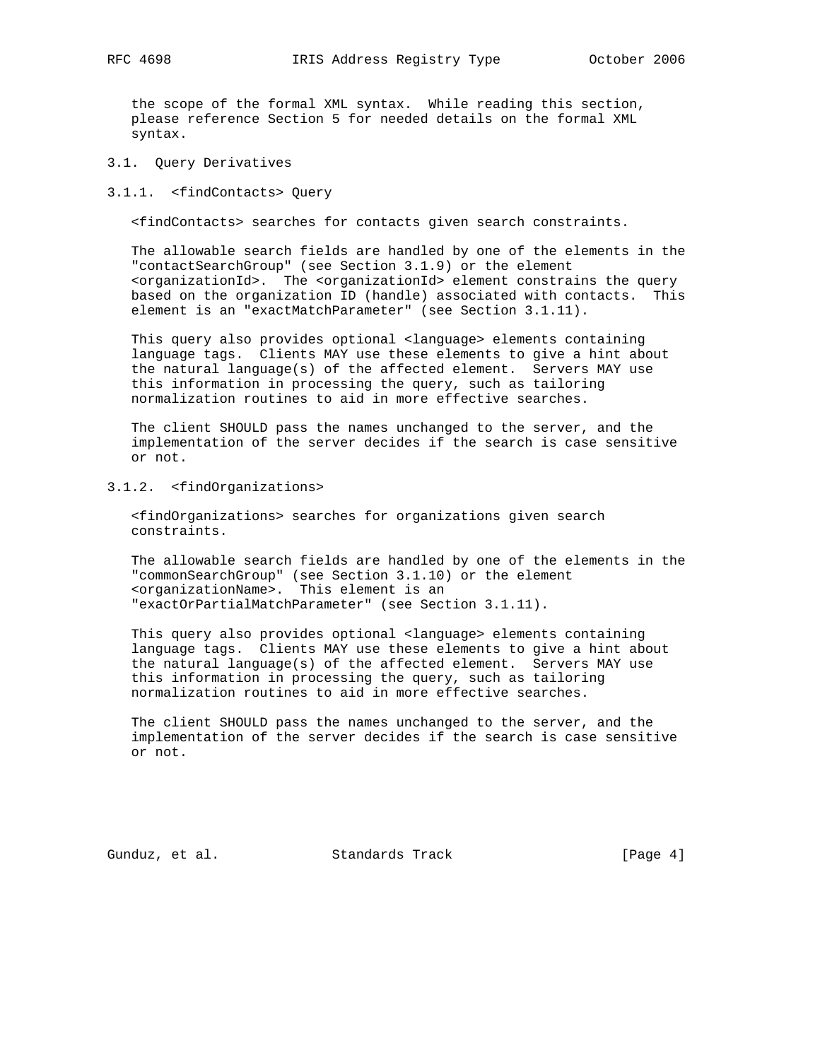the scope of the formal XML syntax. While reading this section, please reference Section 5 for needed details on the formal XML syntax.

### 3.1. Query Derivatives

#### 3.1.1. <findContacts> Query

<findContacts> searches for contacts given search constraints.

The allowable search fields are handled by one of the elements in the "contactSearchGroup" (see Section 3.1.9) or the element <organizationId>. The <organizationId> element constrains the query based on the organization ID (handle) associated with contacts. This element is an "exactMatchParameter" (see Section 3.1.11).

This query also provides optional <language> elements containing language tags. Clients MAY use these elements to give a hint about the natural language(s) of the affected element. Servers MAY use this information in processing the query, such as tailoring normalization routines to aid in more effective searches.

The client SHOULD pass the names unchanged to the server, and the implementation of the server decides if the search is case sensitive or not.

#### 3.1.2. <findOrganizations>

<findOrganizations> searches for organizations given search constraints.

The allowable search fields are handled by one of the elements in the "commonSearchGroup" (see Section 3.1.10) or the element <organizationName>. This element is an "exactOrPartialMatchParameter" (see Section 3.1.11).

This query also provides optional <language> elements containing language tags. Clients MAY use these elements to give a hint about the natural language(s) of the affected element. Servers MAY use this information in processing the query, such as tailoring normalization routines to aid in more effective searches.

The client SHOULD pass the names unchanged to the server, and the implementation of the server decides if the search is case sensitive or not.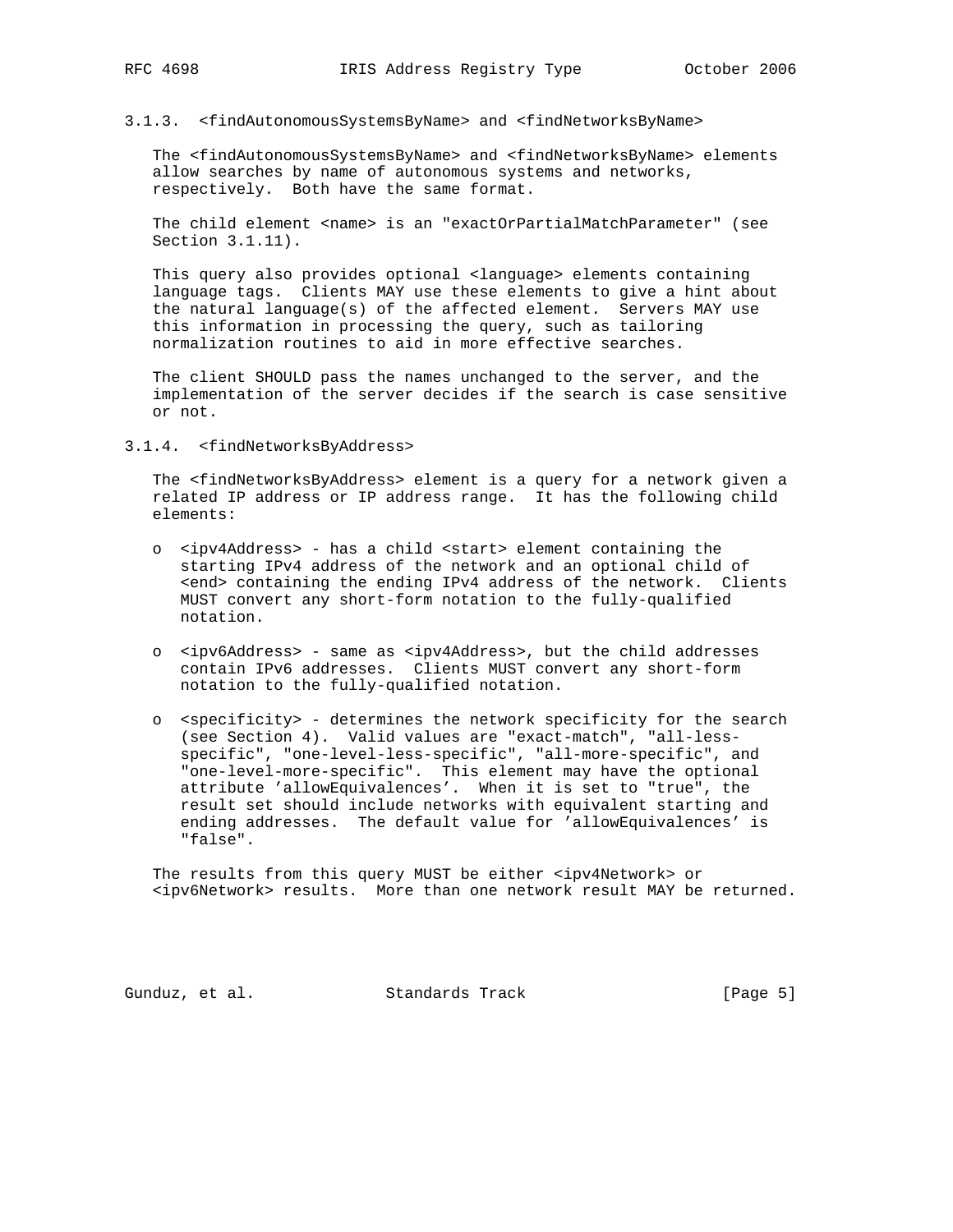### 3.1.3. <findAutonomousSystemsByName> and <findNetworksByName>

The <findAutonomousSystemsByName> and <findNetworksByName> elements allow searches by name of autonomous systems and networks, respectively. Both have the same format.

The child element <name> is an "exactOrPartialMatchParameter" (see Section 3.1.11).

This query also provides optional <language> elements containing language tags. Clients MAY use these elements to give a hint about the natural language(s) of the affected element. Servers MAY use this information in processing the query, such as tailoring normalization routines to aid in more effective searches.

The client SHOULD pass the names unchanged to the server, and the implementation of the server decides if the search is case sensitive or not.

### 3.1.4. <findNetworksByAddress>

The <findNetworksByAddress> element is a query for a network given a related IP address or IP address range. It has the following child elements:

- <ipv4Address> - has a child <start> element containing the starting IPv4 address of the network and an optional child of <end> containing the ending IPv4 address of the network. Clients MUST convert any short-form notation to the fully-qualified notation.
- <ipv6Address> - same as <ipv4Address>, but the child addresses contain IPv6 addresses. Clients MUST convert any short-form notation to the fully-qualified notation.
- <specificity> - determines the network specificity for the search (see Section 4). Valid values are "exact-match", "all-less-specific", "one-level-less-specific", "all-more-specific", and "one-level-more-specific". This element may have the optional attribute 'allowEquivalences'. When it is set to "true", the result set should include networks with equivalent starting and ending addresses. The default value for 'allowEquivalences' is "false".

The results from this query MUST be either <ipv4Network> or <ipv6Network> results. More than one network result MAY be returned.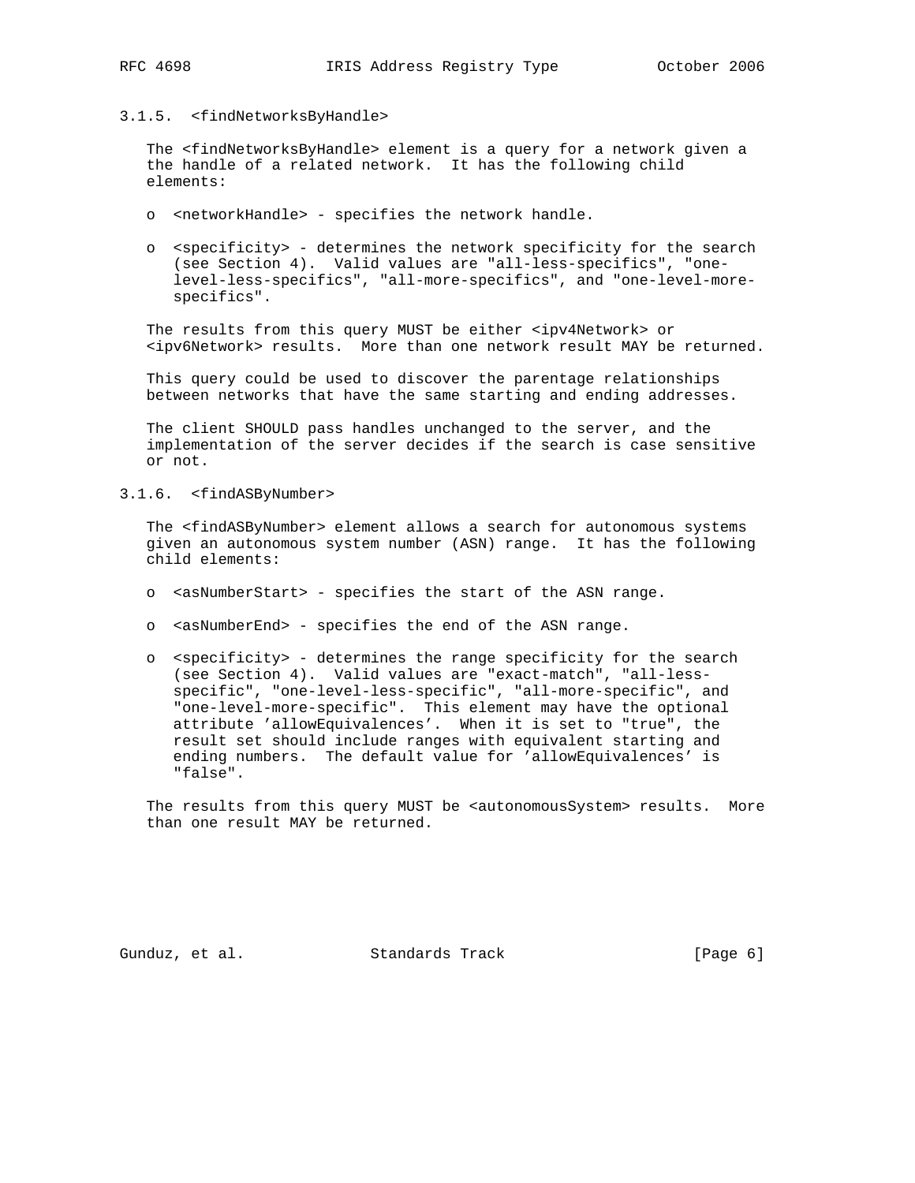#### 3.1.5. <findNetworksByHandle>

The <findNetworksByHandle> element is a query for a network given a the handle of a related network. It has the following child elements:

- <networkHandle> - specifies the network handle.
- <specificity> - determines the network specificity for the search (see Section 4). Valid values are "all-less-specifics", "one-level-less-specifics", "all-more-specifics", and "one-level-more-specifics".

The results from this query MUST be either <ipv4Network> or <ipv6Network> results. More than one network result MAY be returned.

This query could be used to discover the parentage relationships between networks that have the same starting and ending addresses.

The client SHOULD pass handles unchanged to the server, and the implementation of the server decides if the search is case sensitive or not.

#### 3.1.6. <findASByNumber>

The <findASByNumber> element allows a search for autonomous systems given an autonomous system number (ASN) range. It has the following child elements:

- <asNumberStart> - specifies the start of the ASN range.
- <asNumberEnd> - specifies the end of the ASN range.
- <specificity> - determines the range specificity for the search (see Section 4). Valid values are "exact-match", "all-less-specific", "one-level-less-specific", "all-more-specific", and "one-level-more-specific". This element may have the optional attribute 'allowEquivalences'. When it is set to "true", the result set should include ranges with equivalent starting and ending numbers. The default value for 'allowEquivalences' is "false".

The results from this query MUST be <autonomousSystem> results. More than one result MAY be returned.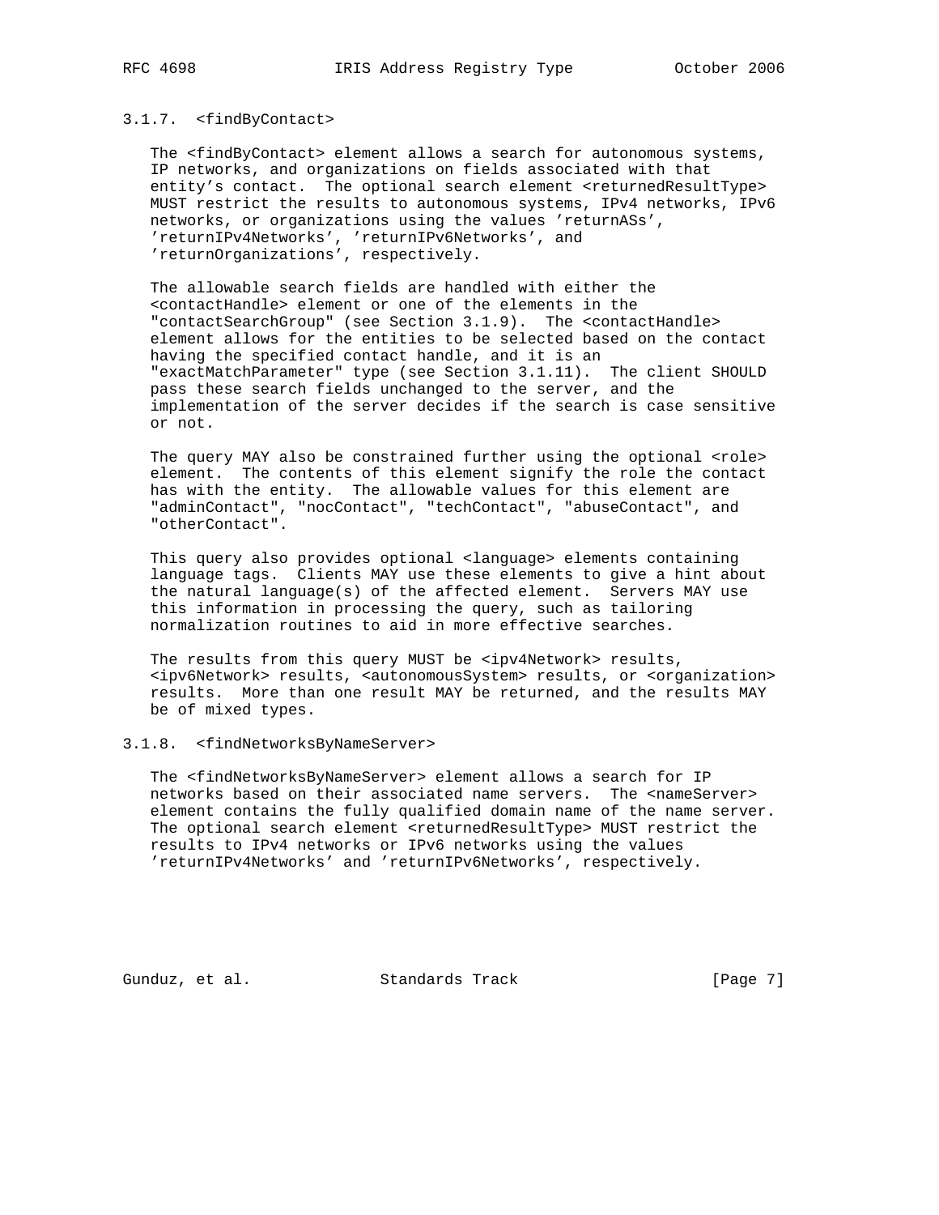#### 3.1.7. <findByContact>

The <findByContact> element allows a search for autonomous systems, IP networks, and organizations on fields associated with that entity's contact. The optional search element <returnedResultType> MUST restrict the results to autonomous systems, IPv4 networks, IPv6 networks, or organizations using the values 'returnASs', 'returnIPv4Networks', 'returnIPv6Networks', and 'returnOrganizations', respectively.

The allowable search fields are handled with either the <contactHandle> element or one of the elements in the "contactSearchGroup" (see Section 3.1.9). The <contactHandle> element allows for the entities to be selected based on the contact having the specified contact handle, and it is an "exactMatchParameter" type (see Section 3.1.11). The client SHOULD pass these search fields unchanged to the server, and the implementation of the server decides if the search is case sensitive or not.

The query MAY also be constrained further using the optional <role> element. The contents of this element signify the role the contact has with the entity. The allowable values for this element are "adminContact", "nocContact", "techContact", "abuseContact", and "otherContact".

This query also provides optional <language> elements containing language tags. Clients MAY use these elements to give a hint about the natural language(s) of the affected element. Servers MAY use this information in processing the query, such as tailoring normalization routines to aid in more effective searches.

The results from this query MUST be <ipv4Network> results, <ipv6Network> results, <autonomousSystem> results, or <organization> results. More than one result MAY be returned, and the results MAY be of mixed types.

#### 3.1.8. <findNetworksByNameServer>

The <findNetworksByNameServer> element allows a search for IP networks based on their associated name servers. The <nameServer> element contains the fully qualified domain name of the name server. The optional search element <returnedResultType> MUST restrict the results to IPv4 networks or IPv6 networks using the values 'returnIPv4Networks' and 'returnIPv6Networks', respectively.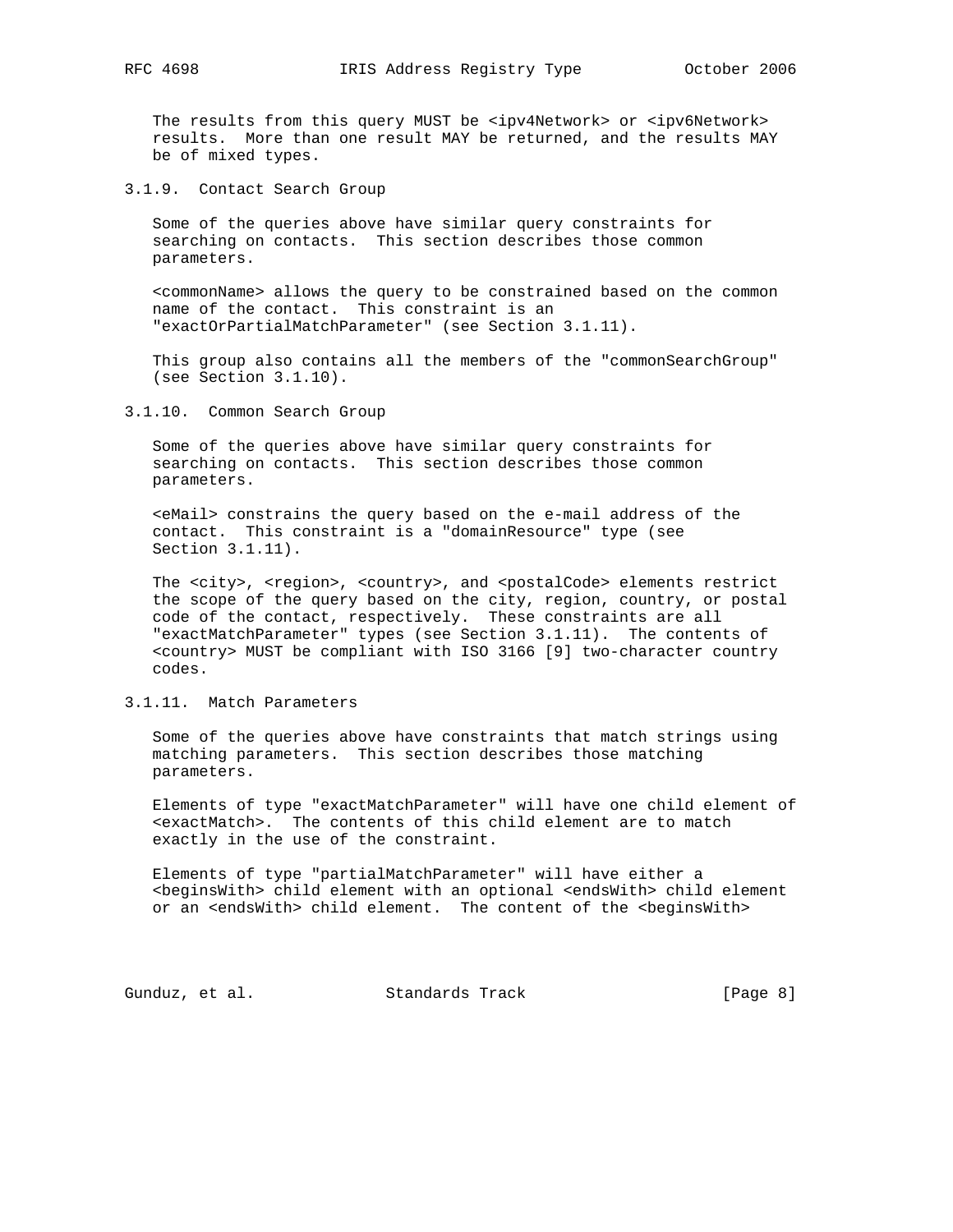The results from this query MUST be <ipv4Network> or <ipv6Network> results. More than one result MAY be returned, and the results MAY be of mixed types.

### 3.1.9. Contact Search Group

Some of the queries above have similar query constraints for searching on contacts. This section describes those common parameters.

<commonName> allows the query to be constrained based on the common name of the contact. This constraint is an "exactOrPartialMatchParameter" (see Section 3.1.11).

This group also contains all the members of the "commonSearchGroup" (see Section 3.1.10).

### 3.1.10. Common Search Group

Some of the queries above have similar query constraints for searching on contacts. This section describes those common parameters.

<eMail> constrains the query based on the e-mail address of the contact. This constraint is a "domainResource" type (see Section 3.1.11).

The <city>, <region>, <country>, and <postalCode> elements restrict the scope of the query based on the city, region, country, or postal code of the contact, respectively. These constraints are all "exactMatchParameter" types (see Section 3.1.11). The contents of <country> MUST be compliant with ISO 3166 [9] two-character country codes.

### 3.1.11. Match Parameters

Some of the queries above have constraints that match strings using matching parameters. This section describes those matching parameters.

Elements of type "exactMatchParameter" will have one child element of <exactMatch>. The contents of this child element are to match exactly in the use of the constraint.

Elements of type "partialMatchParameter" will have either a <beginsWith> child element with an optional <endsWith> child element or an <endsWith> child element. The content of the <beginsWith>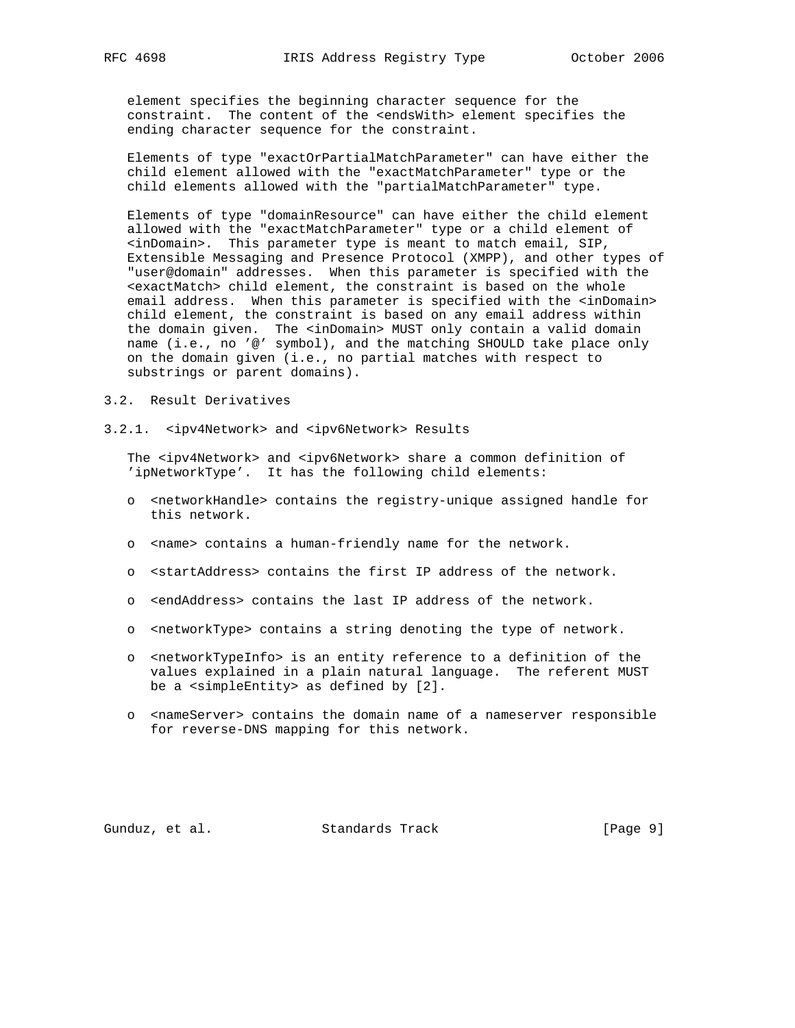element specifies the beginning character sequence for the constraint. The content of the <endsWith> element specifies the ending character sequence for the constraint.

Elements of type "exactOrPartialMatchParameter" can have either the child element allowed with the "exactMatchParameter" type or the child elements allowed with the "partialMatchParameter" type.

Elements of type "domainResource" can have either the child element allowed with the "exactMatchParameter" type or a child element of <inDomain>. This parameter type is meant to match email, SIP, Extensible Messaging and Presence Protocol (XMPP), and other types of "user@domain" addresses. When this parameter is specified with the <exactMatch> child element, the constraint is based on the whole email address. When this parameter is specified with the <inDomain> child element, the constraint is based on any email address within the domain given. The <inDomain> MUST only contain a valid domain name (i.e., no '@' symbol), and the matching SHOULD take place only on the domain given (i.e., no partial matches with respect to substrings or parent domains).

## 3.2. Result Derivatives

### 3.2.1. <ipv4Network> and <ipv6Network> Results

The <ipv4Network> and <ipv6Network> share a common definition of 'ipNetworkType'. It has the following child elements:

- <networkHandle> contains the registry-unique assigned handle for this network.
- <name> contains a human-friendly name for the network.
- <startAddress> contains the first IP address of the network.
- <endAddress> contains the last IP address of the network.
- <networkType> contains a string denoting the type of network.
- <networkTypeInfo> is an entity reference to a definition of the values explained in a plain natural language. The referent MUST be a <simpleEntity> as defined by [2].
- <nameServer> contains the domain name of a nameserver responsible for reverse-DNS mapping for this network.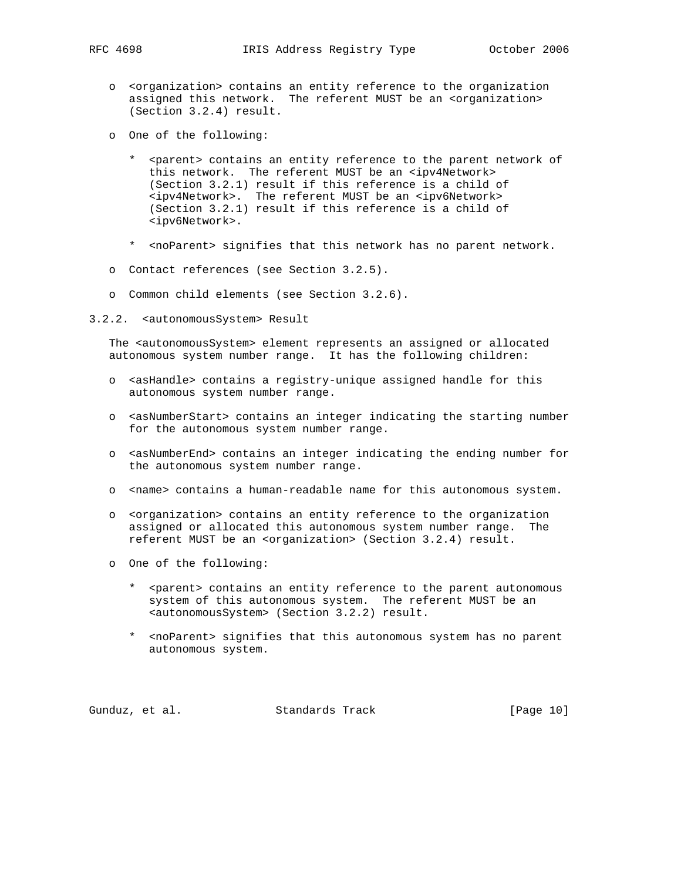- <organization> contains an entity reference to the organization assigned this network. The referent MUST be an <organization> (Section 3.2.4) result.

- One of the following:

  * <parent> contains an entity reference to the parent network of this network. The referent MUST be an <ipv4Network> (Section 3.2.1) result if this reference is a child of <ipv4Network>. The referent MUST be an <ipv6Network> (Section 3.2.1) result if this reference is a child of <ipv6Network>.

  * <noParent> signifies that this network has no parent network.

- Contact references (see Section 3.2.5).

- Common child elements (see Section 3.2.6).

### 3.2.2. <autonomousSystem> Result

The <autonomousSystem> element represents an assigned or allocated autonomous system number range. It has the following children:

- <asHandle> contains a registry-unique assigned handle for this autonomous system number range.

- <asNumberStart> contains an integer indicating the starting number for the autonomous system number range.

- <asNumberEnd> contains an integer indicating the ending number for the autonomous system number range.

- <name> contains a human-readable name for this autonomous system.

- <organization> contains an entity reference to the organization assigned or allocated this autonomous system number range. The referent MUST be an <organization> (Section 3.2.4) result.

- One of the following:

  * <parent> contains an entity reference to the parent autonomous system of this autonomous system. The referent MUST be an <autonomousSystem> (Section 3.2.2) result.

  * <noParent> signifies that this autonomous system has no parent autonomous system.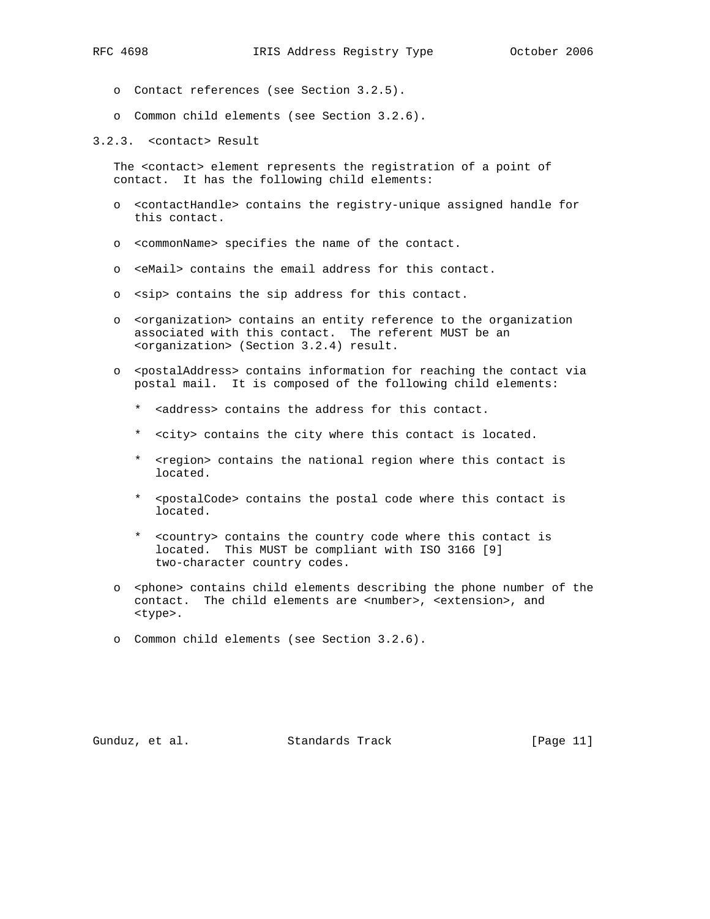- Contact references (see Section 3.2.5).

- Common child elements (see Section 3.2.6).

### 3.2.3. <contact> Result

The <contact> element represents the registration of a point of contact. It has the following child elements:

- <contactHandle> contains the registry-unique assigned handle for this contact.

- <commonName> specifies the name of the contact.

- <eMail> contains the email address for this contact.

- <sip> contains the sip address for this contact.

- <organization> contains an entity reference to the organization associated with this contact. The referent MUST be an <organization> (Section 3.2.4) result.

- <postalAddress> contains information for reaching the contact via postal mail. It is composed of the following child elements:

  * <address> contains the address for this contact.

  * <city> contains the city where this contact is located.

  * <region> contains the national region where this contact is located.

  * <postalCode> contains the postal code where this contact is located.

  * <country> contains the country code where this contact is located. This MUST be compliant with ISO 3166 [9] two-character country codes.

- <phone> contains child elements describing the phone number of the contact. The child elements are <number>, <extension>, and <type>.

- Common child elements (see Section 3.2.6).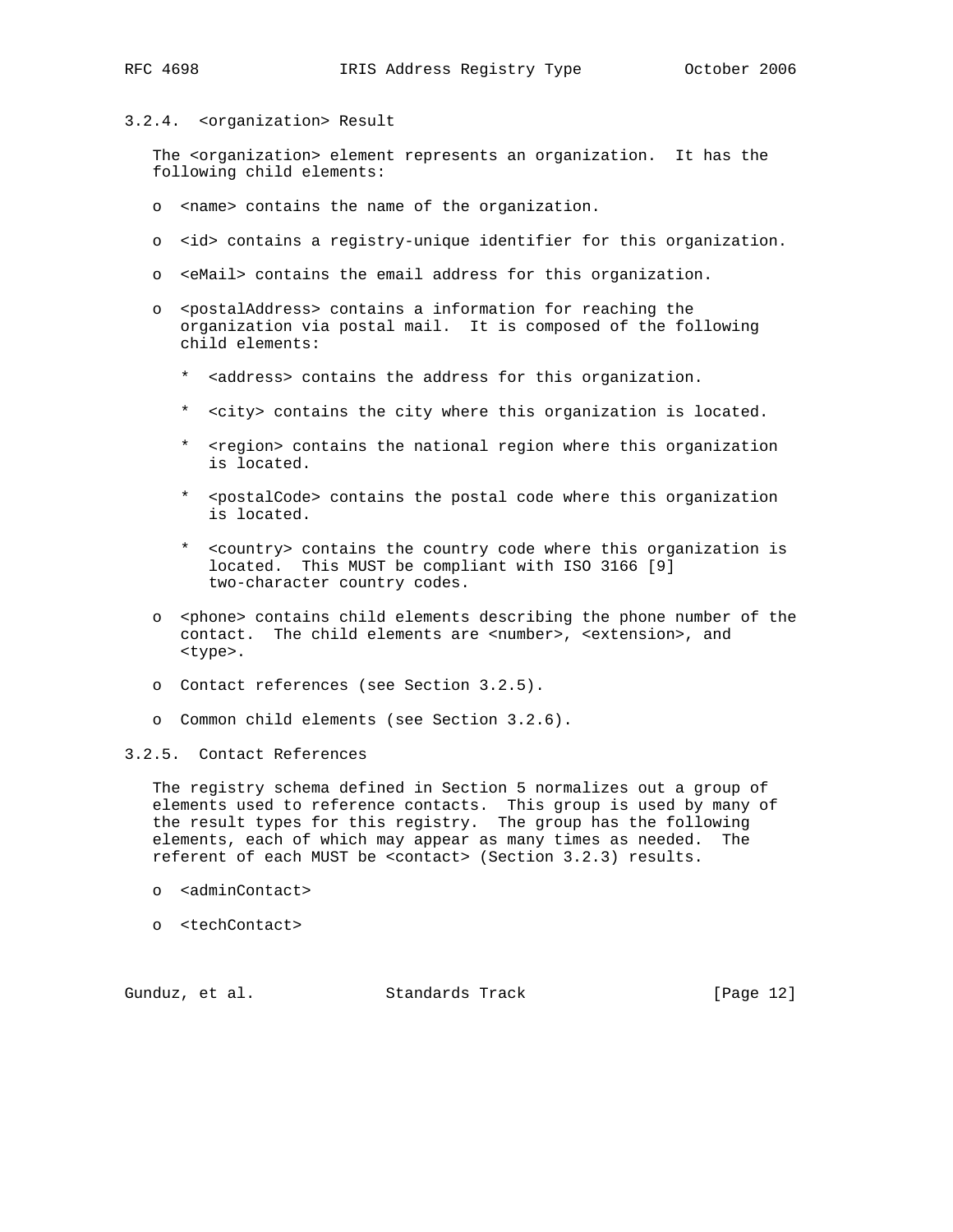### 3.2.4. <organization> Result

The <organization> element represents an organization. It has the following child elements:

- <name> contains the name of the organization.
- <id> contains a registry-unique identifier for this organization.
- <eMail> contains the email address for this organization.
- <postalAddress> contains a information for reaching the organization via postal mail. It is composed of the following child elements:
  - <address> contains the address for this organization.
  - <city> contains the city where this organization is located.
  - <region> contains the national region where this organization is located.
  - <postalCode> contains the postal code where this organization is located.
  - <country> contains the country code where this organization is located. This MUST be compliant with ISO 3166 [9] two-character country codes.
- <phone> contains child elements describing the phone number of the contact. The child elements are <number>, <extension>, and <type>.
- Contact references (see Section 3.2.5).
- Common child elements (see Section 3.2.6).

### 3.2.5. Contact References

The registry schema defined in Section 5 normalizes out a group of elements used to reference contacts. This group is used by many of the result types for this registry. The group has the following elements, each of which may appear as many times as needed. The referent of each MUST be <contact> (Section 3.2.3) results.

- <adminContact>
- <techContact>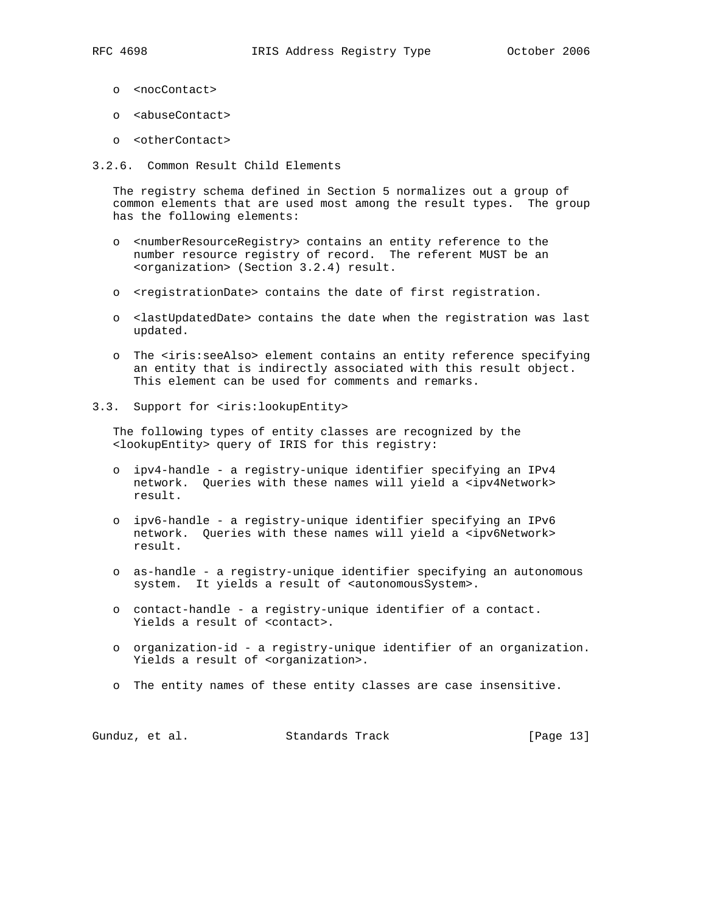- <nocContact>
- <abuseContact>
- <otherContact>

### 3.2.6. Common Result Child Elements

The registry schema defined in Section 5 normalizes out a group of common elements that are used most among the result types. The group has the following elements:

- <numberResourceRegistry> contains an entity reference to the number resource registry of record. The referent MUST be an <organization> (Section 3.2.4) result.
- <registrationDate> contains the date of first registration.
- <lastUpdatedDate> contains the date when the registration was last updated.
- The <iris:seeAlso> element contains an entity reference specifying an entity that is indirectly associated with this result object. This element can be used for comments and remarks.

## 3.3. Support for <iris:lookupEntity>

The following types of entity classes are recognized by the <lookupEntity> query of IRIS for this registry:

- ipv4-handle - a registry-unique identifier specifying an IPv4 network. Queries with these names will yield a <ipv4Network> result.
- ipv6-handle - a registry-unique identifier specifying an IPv6 network. Queries with these names will yield a <ipv6Network> result.
- as-handle - a registry-unique identifier specifying an autonomous system. It yields a result of <autonomousSystem>.
- contact-handle - a registry-unique identifier of a contact. Yields a result of <contact>.
- organization-id - a registry-unique identifier of an organization. Yields a result of <organization>.
- The entity names of these entity classes are case insensitive.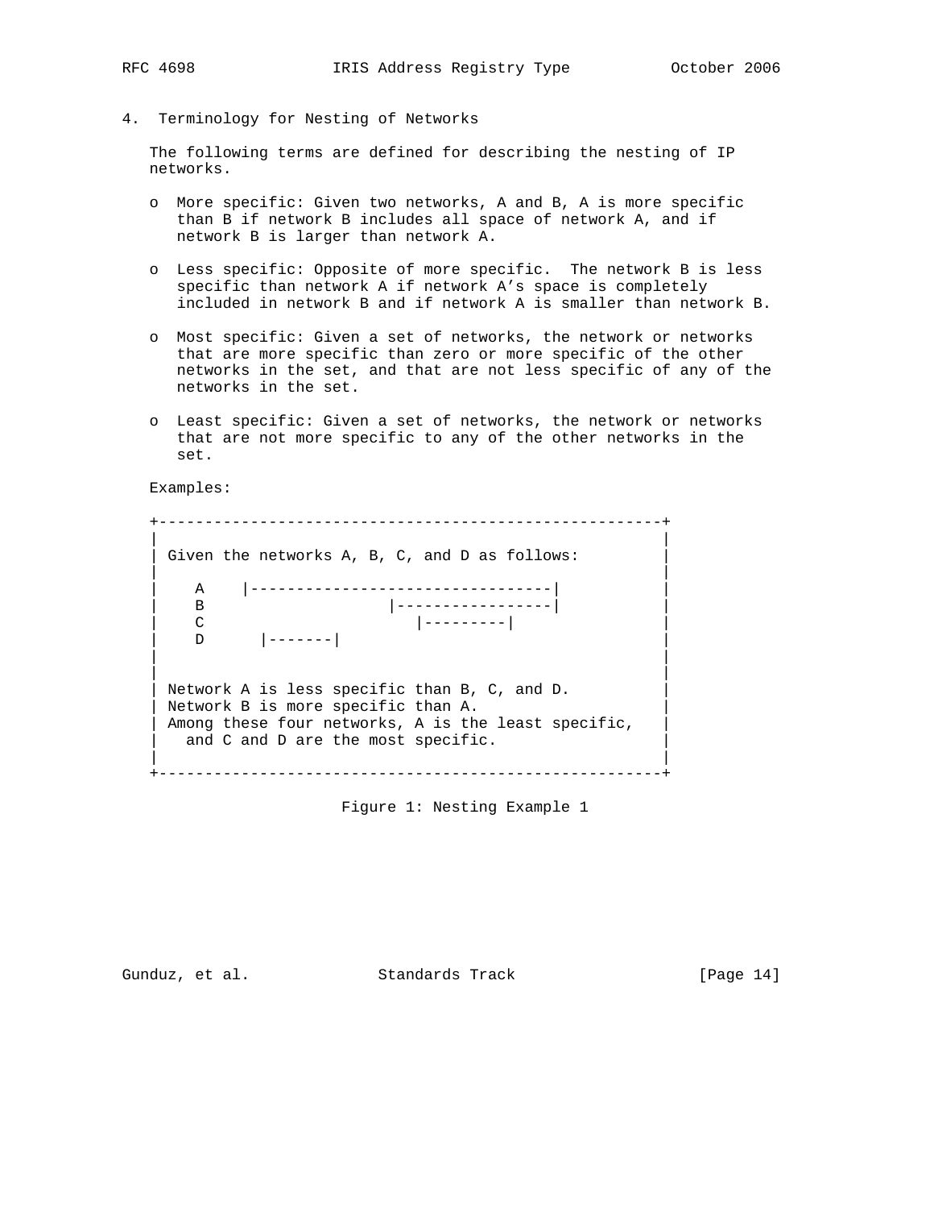## 4. Terminology for Nesting of Networks

The following terms are defined for describing the nesting of IP networks.

- More specific: Given two networks, A and B, A is more specific than B if network B includes all space of network A, and if network B is larger than network A.
- Less specific: Opposite of more specific. The network B is less specific than network A if network A's space is completely included in network B and if network A is smaller than network B.
- Most specific: Given a set of networks, the network or networks that are more specific than zero or more specific of the other networks in the set, and that are not less specific of any of the networks in the set.
- Least specific: Given a set of networks, the network or networks that are not more specific to any of the other networks in the set.

Examples:

```
+--------------------------------------------------------+
|                                                        |
| Given the networks A, B, C, and D as follows:          |
|                                                        |
|    A    |---------------------------------|            |
|    B                   |-----------------|             |
|    C                      |---------|                  |
|    D      |-------|                                    |
|                                                        |
|                                                        |
| Network A is less specific than B, C, and D.           |
| Network B is more specific than A.                     |
| Among these four networks, A is the least specific,    |
|   and C and D are the most specific.                   |
|                                                        |
+--------------------------------------------------------+
```

Figure 1: Nesting Example 1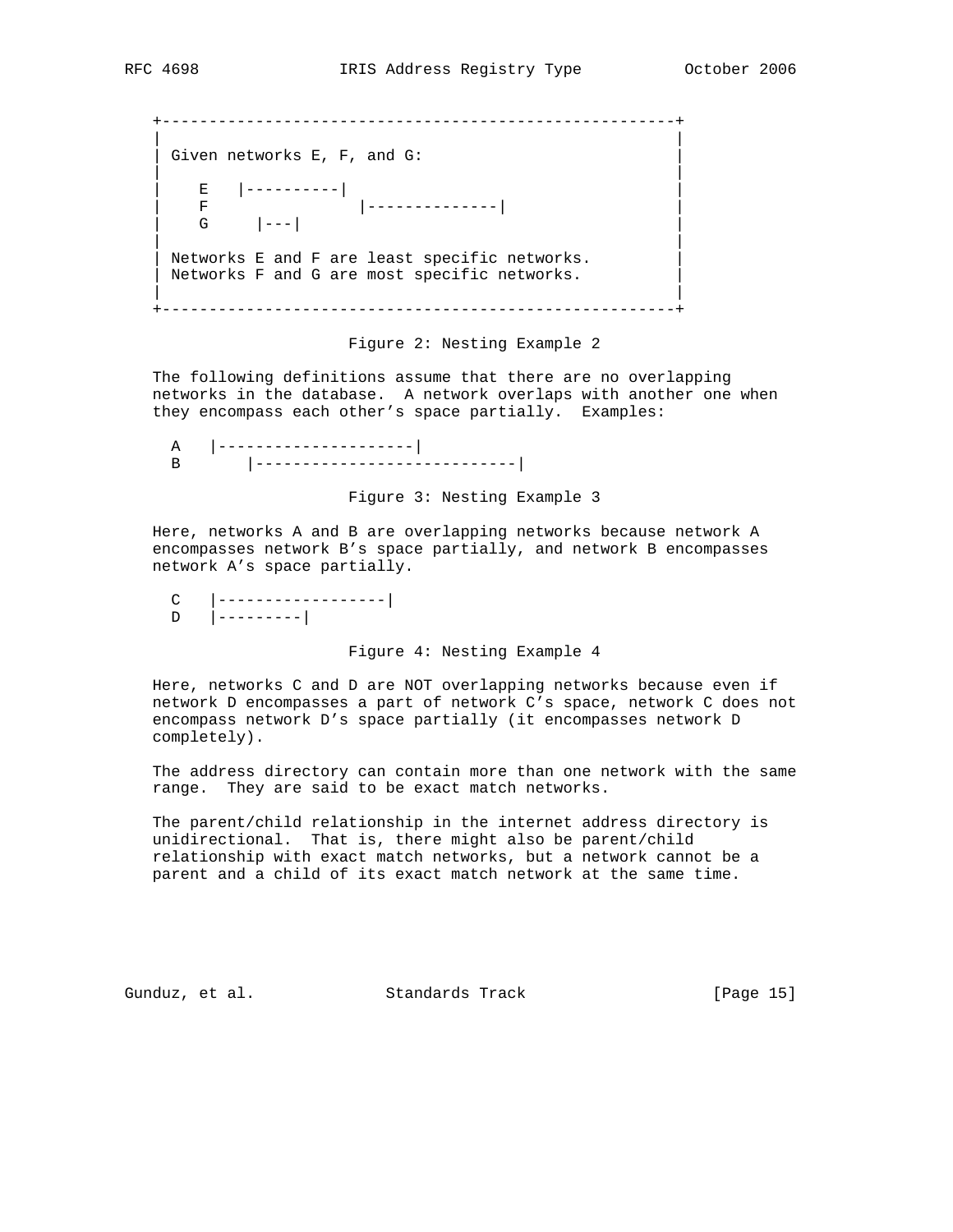```
+------------------------------------------------------+
|                                                      |
| Given networks E, F, and G:                          |
|                                                      |
|    E   |----------|                                  |
|    F               |--------------|                  |
|    G     |---|                                      |
|                                                      |
| Networks E and F are least specific networks.        |
| Networks F and G are most specific networks.         |
|                                                      |
+------------------------------------------------------+
```

Figure 2: Nesting Example 2

The following definitions assume that there are no overlapping networks in the database. A network overlaps with another one when they encompass each other's space partially. Examples:

```
A   |---------------------|
B       |----------------------------|
```

Figure 3: Nesting Example 3

Here, networks A and B are overlapping networks because network A encompasses network B's space partially, and network B encompasses network A's space partially.

```
C   |------------------|
D   |---------|
```

Figure 4: Nesting Example 4

Here, networks C and D are NOT overlapping networks because even if network D encompasses a part of network C's space, network C does not encompass network D's space partially (it encompasses network D completely).

The address directory can contain more than one network with the same range. They are said to be exact match networks.

The parent/child relationship in the internet address directory is unidirectional. That is, there might also be parent/child relationship with exact match networks, but a network cannot be a parent and a child of its exact match network at the same time.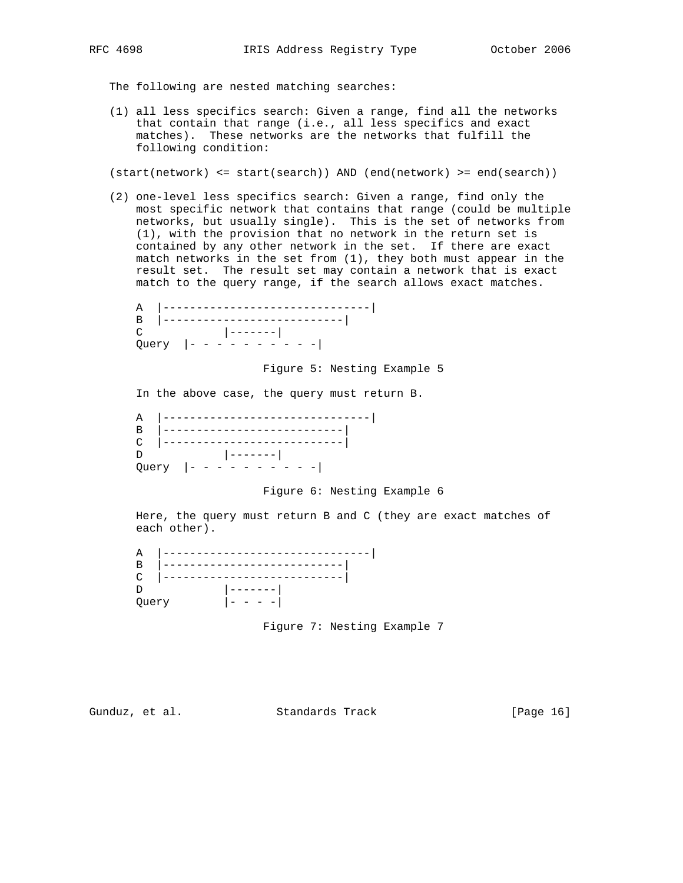The following are nested matching searches:

(1) all less specifics search: Given a range, find all the networks that contain that range (i.e., all less specifics and exact matches). These networks are the networks that fulfill the following condition:

```
(start(network) <= start(search)) AND (end(network) >= end(search))
```

(2) one-level less specifics search: Given a range, find only the most specific network that contains that range (could be multiple networks, but usually single). This is the set of networks from (1), with the provision that no network in the return set is contained by any other network in the set. If there are exact match networks in the set from (1), they both must appear in the result set. The result set may contain a network that is exact match to the query range, if the search allows exact matches.

```
A  |-------------------------------|
B  |---------------------------|
C             |-------|
Query  |- - - - - - - - - - -|
```

Figure 5: Nesting Example 5

In the above case, the query must return B.

```
A  |-------------------------------|
B  |---------------------------|
C  |---------------------------|
D             |-------|
Query  |- - - - - - - - - - -|
```

Figure 6: Nesting Example 6

Here, the query must return B and C (they are exact matches of each other).

```
A  |-------------------------------|
B  |---------------------------|
C  |---------------------------|
D             |-------|
Query         |- - - -|
```

Figure 7: Nesting Example 7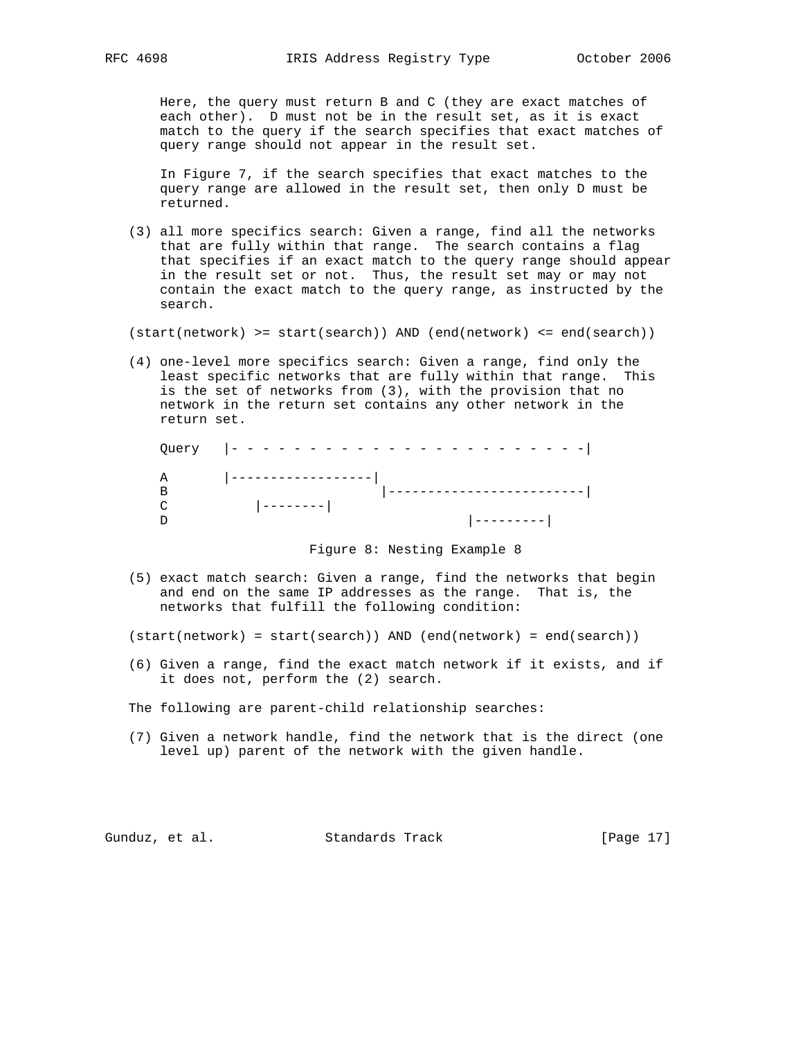Here, the query must return B and C (they are exact matches of each other). D must not be in the result set, as it is exact match to the query if the search specifies that exact matches of query range should not appear in the result set.

In Figure 7, if the search specifies that exact matches to the query range are allowed in the result set, then only D must be returned.

(3) all more specifics search: Given a range, find all the networks that are fully within that range. The search contains a flag that specifies if an exact match to the query range should appear in the result set or not. Thus, the result set may or may not contain the exact match to the query range, as instructed by the search.

```
(start(network) >= start(search)) AND (end(network) <= end(search))
```

(4) one-level more specifics search: Given a range, find only the least specific networks that are fully within that range. This is the set of networks from (3), with the provision that no network in the return set contains any other network in the return set.

```
Query   |- - - - - - - - - - - - - - - - - - - - - - - - -|

A       |------------------|
B                           |-------------------------|
C           |--------|
D                                      |---------|
```

Figure 8: Nesting Example 8

(5) exact match search: Given a range, find the networks that begin and end on the same IP addresses as the range. That is, the networks that fulfill the following condition:

```
(start(network) = start(search)) AND (end(network) = end(search))
```

(6) Given a range, find the exact match network if it exists, and if it does not, perform the (2) search.

The following are parent-child relationship searches:

(7) Given a network handle, find the network that is the direct (one level up) parent of the network with the given handle.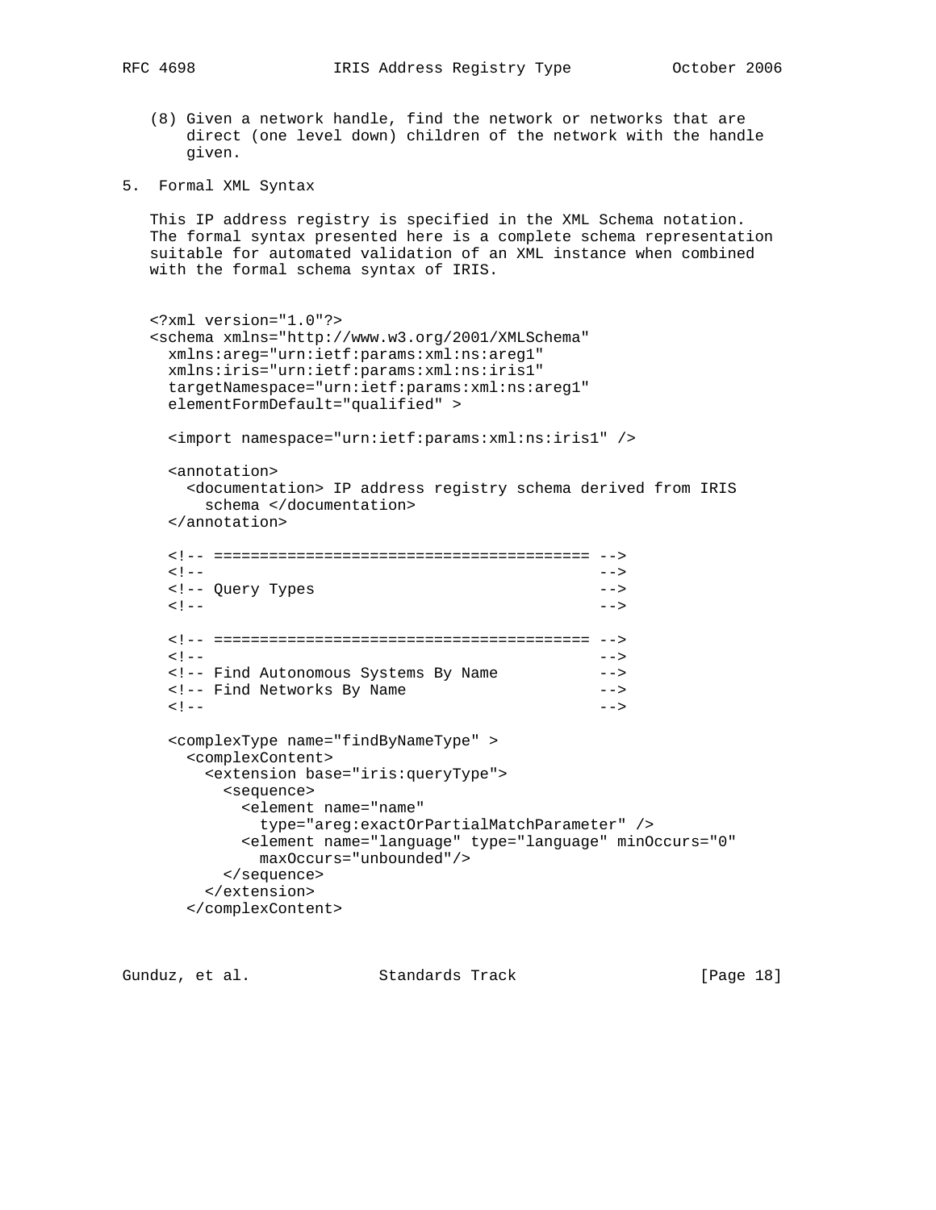(8) Given a network handle, find the network or networks that are direct (one level down) children of the network with the handle given.

## 5. Formal XML Syntax

This IP address registry is specified in the XML Schema notation. The formal syntax presented here is a complete schema representation suitable for automated validation of an XML instance when combined with the formal schema syntax of IRIS.

```
<?xml version="1.0"?>
<schema xmlns="http://www.w3.org/2001/XMLSchema"
  xmlns:areg="urn:ietf:params:xml:ns:areg1"
  xmlns:iris="urn:ietf:params:xml:ns:iris1"
  targetNamespace="urn:ietf:params:xml:ns:areg1"
  elementFormDefault="qualified" >

  <import namespace="urn:ietf:params:xml:ns:iris1" />

  <annotation>
    <documentation> IP address registry schema derived from IRIS
      schema </documentation>
  </annotation>

  <!-- ========================================= -->
  <!--                                           -->
  <!-- Query Types                               -->
  <!--                                           -->

  <!-- ========================================= -->
  <!--                                           -->
  <!-- Find Autonomous Systems By Name           -->
  <!-- Find Networks By Name                     -->
  <!--                                           -->

  <complexType name="findByNameType" >
    <complexContent>
      <extension base="iris:queryType">
        <sequence>
          <element name="name"
            type="areg:exactOrPartialMatchParameter" />
          <element name="language" type="language" minOccurs="0"
            maxOccurs="unbounded"/>
        </sequence>
      </extension>
    </complexContent>
```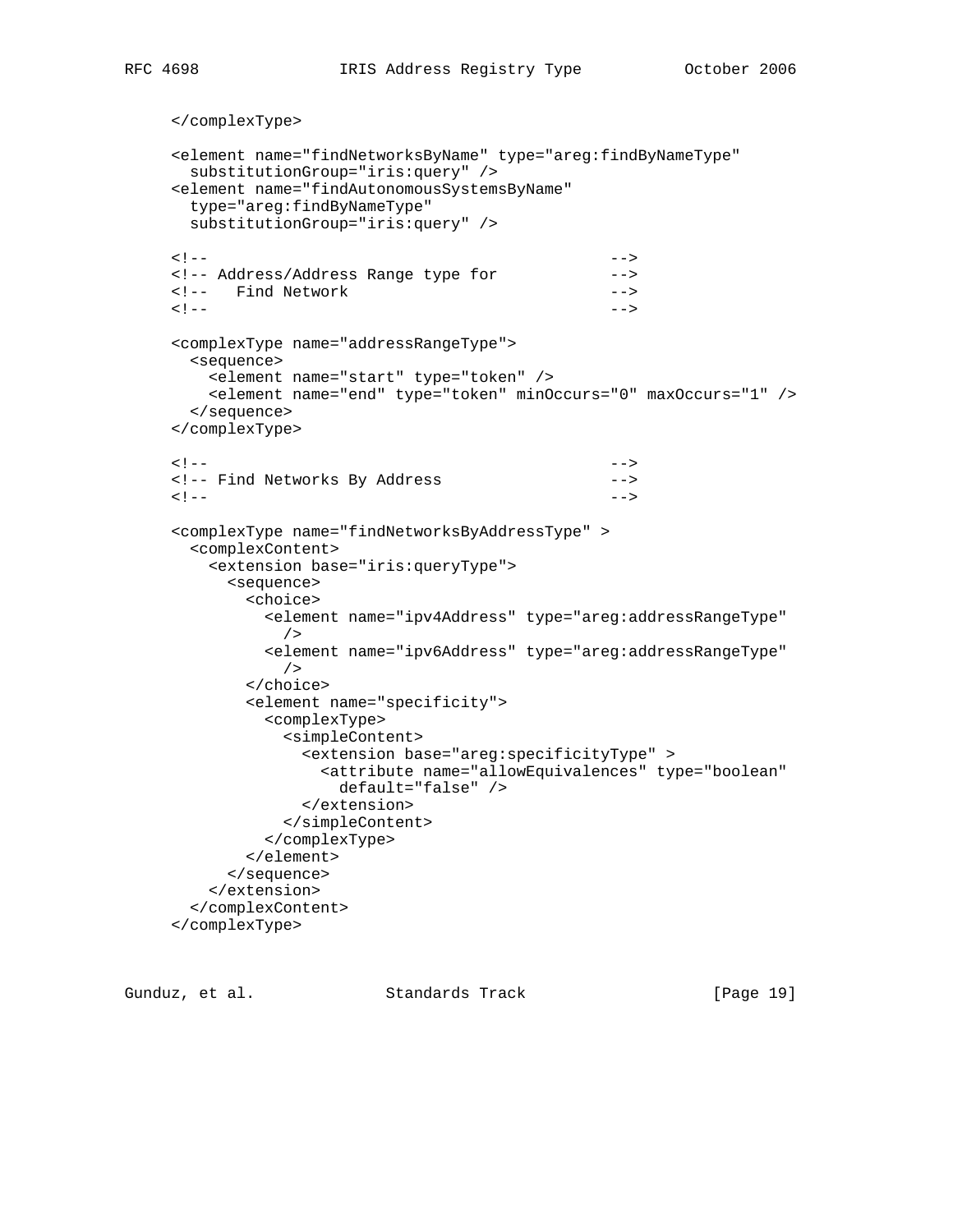```
     </complexType>

     <element name="findNetworksByName" type="areg:findByNameType"
       substitutionGroup="iris:query" />
     <element name="findAutonomousSystemsByName"
       type="areg:findByNameType"
       substitutionGroup="iris:query" />

     <!--                                         -->
     <!-- Address/Address Range type for          -->
     <!--   Find Network                          -->
     <!--                                         -->

     <complexType name="addressRangeType">
       <sequence>
         <element name="start" type="token" />
         <element name="end" type="token" minOccurs="0" maxOccurs="1" />
       </sequence>
     </complexType>

     <!--                                         -->
     <!-- Find Networks By Address                -->
     <!--                                         -->

     <complexType name="findNetworksByAddressType" >
       <complexContent>
         <extension base="iris:queryType">
           <sequence>
             <choice>
               <element name="ipv4Address" type="areg:addressRangeType"
                 />
               <element name="ipv6Address" type="areg:addressRangeType"
                 />
             </choice>
             <element name="specificity">
               <complexType>
                 <simpleContent>
                   <extension base="areg:specificityType" >
                     <attribute name="allowEquivalences" type="boolean"
                       default="false" />
                   </extension>
                 </simpleContent>
               </complexType>
             </element>
           </sequence>
         </extension>
       </complexContent>
     </complexType>
```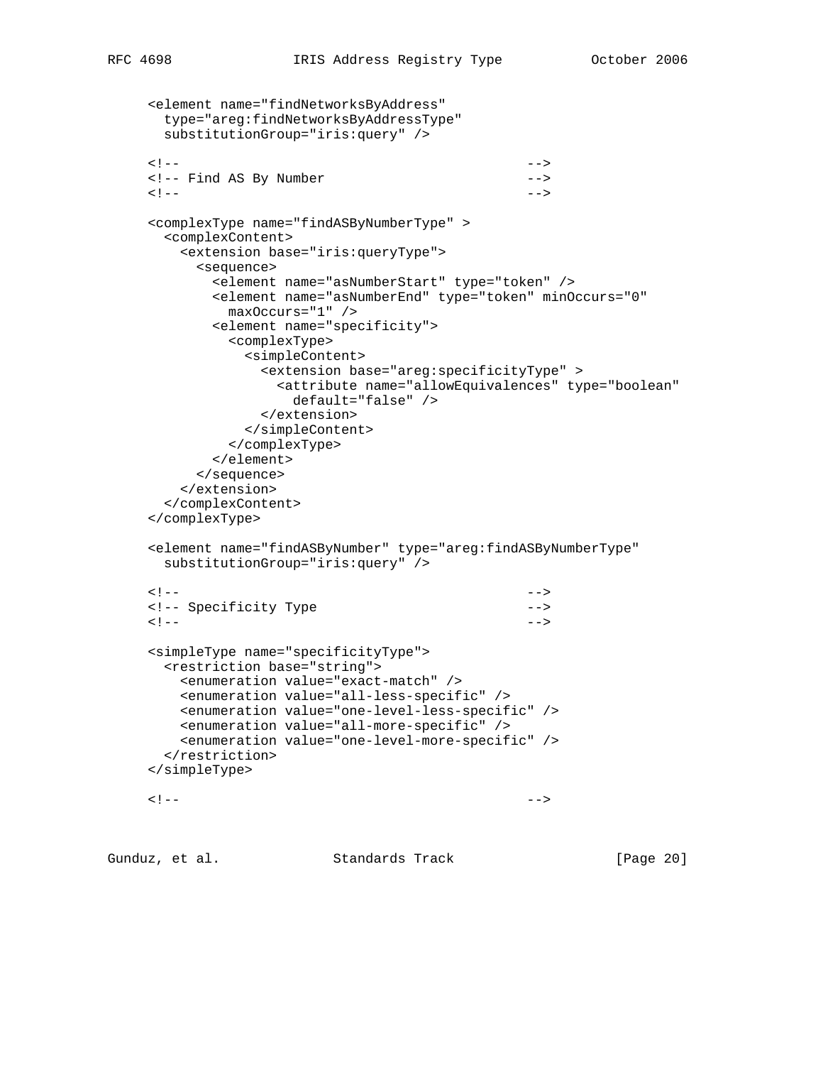```
   <element name="findNetworksByAddress"
     type="areg:findNetworksByAddressType"
     substitutionGroup="iris:query" />

   <!--                                              -->
   <!-- Find AS By Number                            -->
   <!--                                              -->

   <complexType name="findASByNumberType" >
     <complexContent>
       <extension base="iris:queryType">
         <sequence>
           <element name="asNumberStart" type="token" />
           <element name="asNumberEnd" type="token" minOccurs="0"
             maxOccurs="1" />
           <element name="specificity">
             <complexType>
               <simpleContent>
                 <extension base="areg:specificityType" >
                   <attribute name="allowEquivalences" type="boolean"
                     default="false" />
                 </extension>
               </simpleContent>
             </complexType>
           </element>
         </sequence>
       </extension>
     </complexContent>
   </complexType>

   <element name="findASByNumber" type="areg:findASByNumberType"
     substitutionGroup="iris:query" />

   <!--                                              -->
   <!-- Specificity Type                             -->
   <!--                                              -->

   <simpleType name="specificityType">
     <restriction base="string">
       <enumeration value="exact-match" />
       <enumeration value="all-less-specific" />
       <enumeration value="one-level-less-specific" />
       <enumeration value="all-more-specific" />
       <enumeration value="one-level-more-specific" />
     </restriction>
   </simpleType>

   <!--                                              -->
```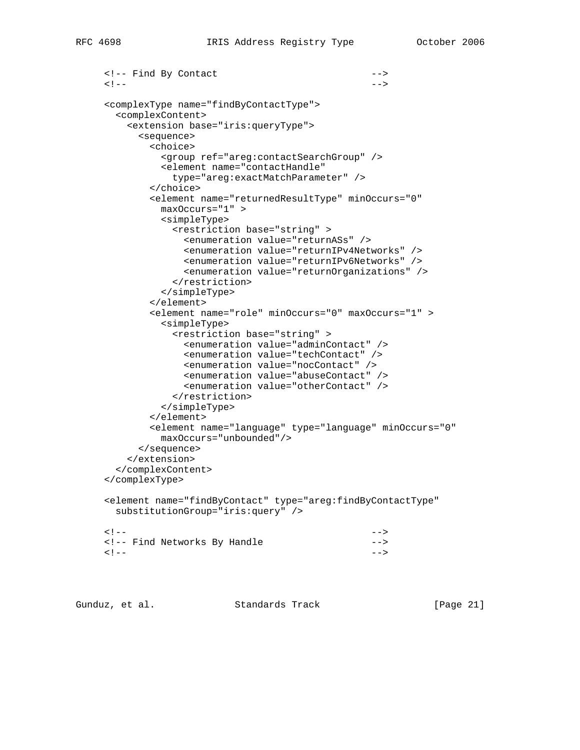```
<!-- Find By Contact                          -->
<!--                                          -->

<complexType name="findByContactType">
  <complexContent>
    <extension base="iris:queryType">
      <sequence>
        <choice>
          <group ref="areg:contactSearchGroup" />
          <element name="contactHandle"
            type="areg:exactMatchParameter" />
        </choice>
        <element name="returnedResultType" minOccurs="0"
          maxOccurs="1" >
          <simpleType>
            <restriction base="string" >
              <enumeration value="returnASs" />
              <enumeration value="returnIPv4Networks" />
              <enumeration value="returnIPv6Networks" />
              <enumeration value="returnOrganizations" />
            </restriction>
          </simpleType>
        </element>
        <element name="role" minOccurs="0" maxOccurs="1" >
          <simpleType>
            <restriction base="string" >
              <enumeration value="adminContact" />
              <enumeration value="techContact" />
              <enumeration value="nocContact" />
              <enumeration value="abuseContact" />
              <enumeration value="otherContact" />
            </restriction>
          </simpleType>
        </element>
        <element name="language" type="language" minOccurs="0"
          maxOccurs="unbounded"/>
      </sequence>
    </extension>
  </complexContent>
</complexType>

<element name="findByContact" type="areg:findByContactType"
  substitutionGroup="iris:query" />

<!--                                          -->
<!-- Find Networks By Handle                  -->
<!--                                          -->
```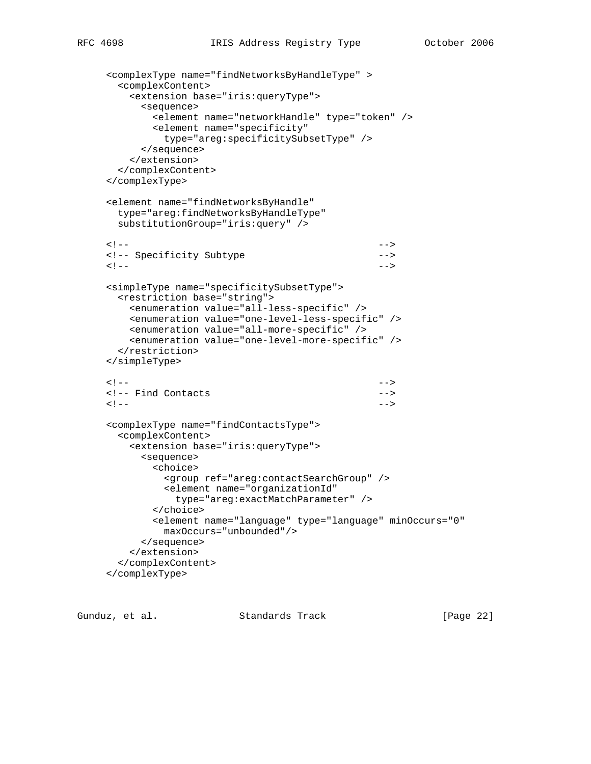```
<complexType name="findNetworksByHandleType" >
  <complexContent>
    <extension base="iris:queryType">
      <sequence>
        <element name="networkHandle" type="token" />
        <element name="specificity"
          type="areg:specificitySubsetType" />
      </sequence>
    </extension>
  </complexContent>
</complexType>

<element name="findNetworksByHandle"
  type="areg:findNetworksByHandleType"
  substitutionGroup="iris:query" />

<!--                                          -->
<!-- Specificity Subtype                      -->
<!--                                          -->

<simpleType name="specificitySubsetType">
  <restriction base="string">
    <enumeration value="all-less-specific" />
    <enumeration value="one-level-less-specific" />
    <enumeration value="all-more-specific" />
    <enumeration value="one-level-more-specific" />
  </restriction>
</simpleType>

<!--                                          -->
<!-- Find Contacts                            -->
<!--                                          -->

<complexType name="findContactsType">
  <complexContent>
    <extension base="iris:queryType">
      <sequence>
        <choice>
          <group ref="areg:contactSearchGroup" />
          <element name="organizationId"
            type="areg:exactMatchParameter" />
        </choice>
        <element name="language" type="language" minOccurs="0"
          maxOccurs="unbounded"/>
      </sequence>
    </extension>
  </complexContent>
</complexType>
```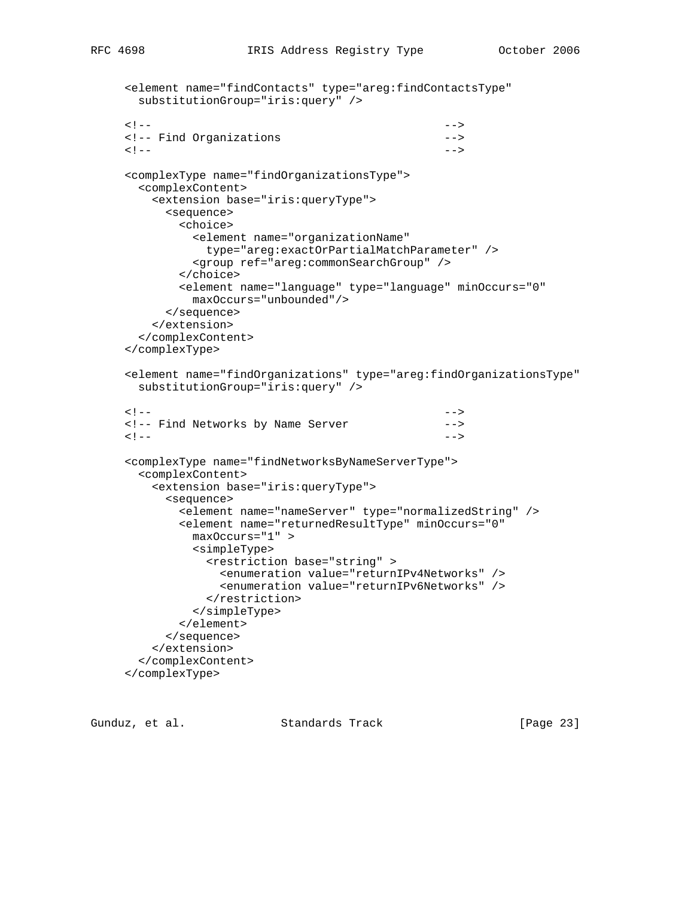```
<element name="findContacts" type="areg:findContactsType"
  substitutionGroup="iris:query" />

<!--                                          -->
<!-- Find Organizations                       -->
<!--                                          -->

<complexType name="findOrganizationsType">
  <complexContent>
    <extension base="iris:queryType">
      <sequence>
        <choice>
          <element name="organizationName"
            type="areg:exactOrPartialMatchParameter" />
          <group ref="areg:commonSearchGroup" />
        </choice>
        <element name="language" type="language" minOccurs="0"
          maxOccurs="unbounded"/>
      </sequence>
    </extension>
  </complexContent>
</complexType>

<element name="findOrganizations" type="areg:findOrganizationsType"
  substitutionGroup="iris:query" />

<!--                                          -->
<!-- Find Networks by Name Server             -->
<!--                                          -->

<complexType name="findNetworksByNameServerType">
  <complexContent>
    <extension base="iris:queryType">
      <sequence>
        <element name="nameServer" type="normalizedString" />
        <element name="returnedResultType" minOccurs="0"
          maxOccurs="1" >
          <simpleType>
            <restriction base="string" >
              <enumeration value="returnIPv4Networks" />
              <enumeration value="returnIPv6Networks" />
            </restriction>
          </simpleType>
        </element>
      </sequence>
    </extension>
  </complexContent>
</complexType>
```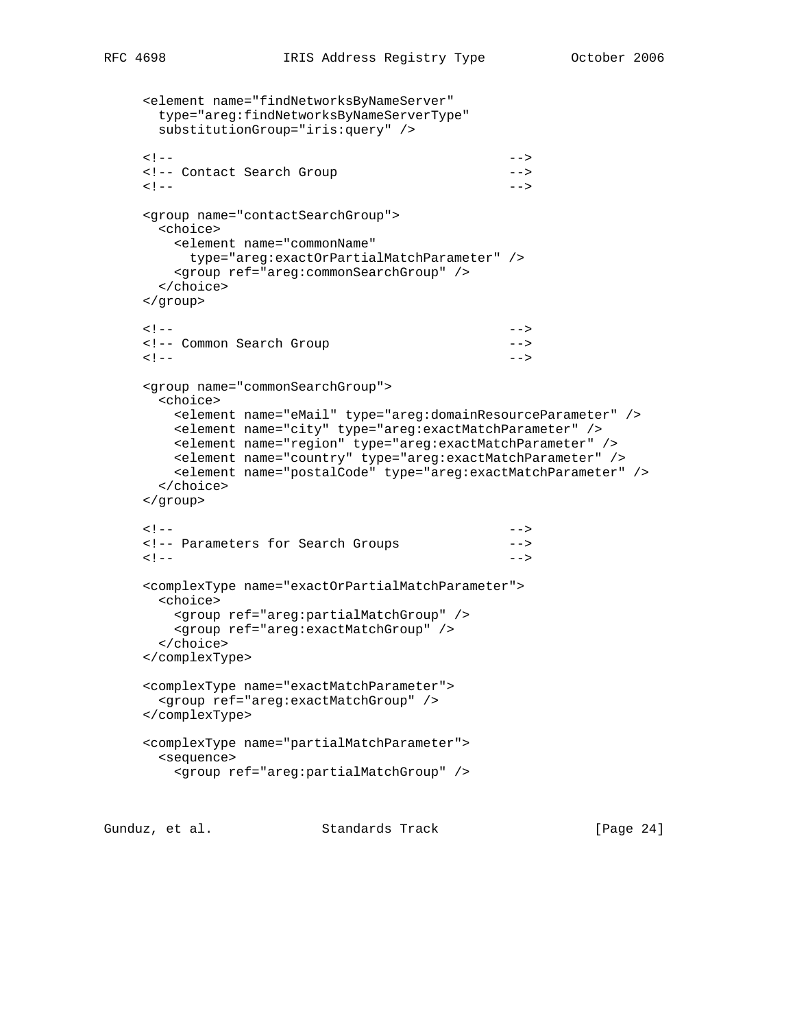```
     <element name="findNetworksByNameServer"
       type="areg:findNetworksByNameServerType"
       substitutionGroup="iris:query" />

     <!--                                             -->
     <!-- Contact Search Group                        -->
     <!--                                             -->

     <group name="contactSearchGroup">
       <choice>
         <element name="commonName"
           type="areg:exactOrPartialMatchParameter" />
         <group ref="areg:commonSearchGroup" />
       </choice>
     </group>

     <!--                                             -->
     <!-- Common Search Group                         -->
     <!--                                             -->

     <group name="commonSearchGroup">
       <choice>
         <element name="eMail" type="areg:domainResourceParameter" />
         <element name="city" type="areg:exactMatchParameter" />
         <element name="region" type="areg:exactMatchParameter" />
         <element name="country" type="areg:exactMatchParameter" />
         <element name="postalCode" type="areg:exactMatchParameter" />
       </choice>
     </group>

     <!--                                             -->
     <!-- Parameters for Search Groups                -->
     <!--                                             -->

     <complexType name="exactOrPartialMatchParameter">
       <choice>
         <group ref="areg:partialMatchGroup" />
         <group ref="areg:exactMatchGroup" />
       </choice>
     </complexType>

     <complexType name="exactMatchParameter">
       <group ref="areg:exactMatchGroup" />
     </complexType>

     <complexType name="partialMatchParameter">
       <sequence>
         <group ref="areg:partialMatchGroup" />
```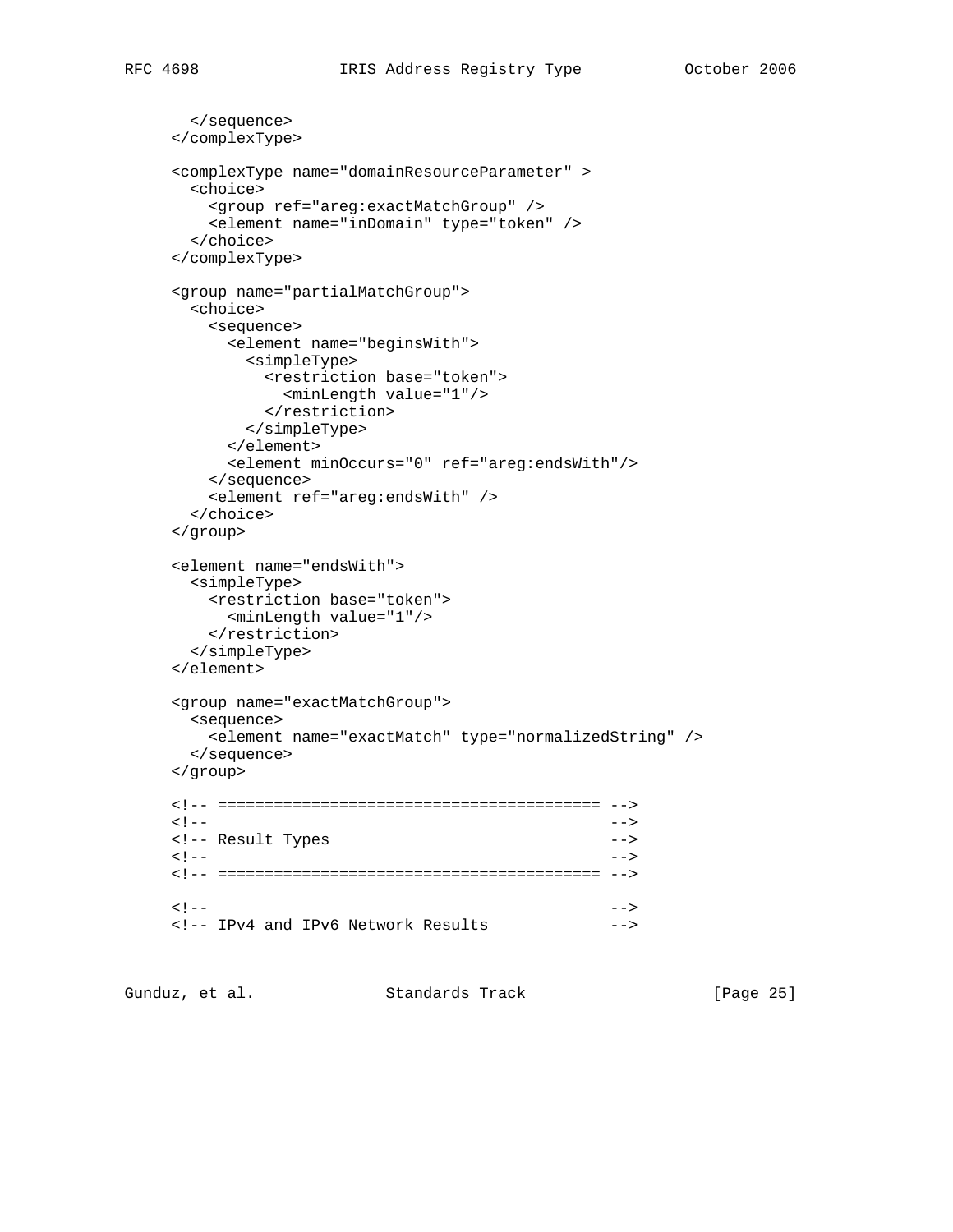```
      </sequence>
    </complexType>

    <complexType name="domainResourceParameter" >
      <choice>
        <group ref="areg:exactMatchGroup" />
        <element name="inDomain" type="token" />
      </choice>
    </complexType>

    <group name="partialMatchGroup">
      <choice>
        <sequence>
          <element name="beginsWith">
            <simpleType>
              <restriction base="token">
                <minLength value="1"/>
              </restriction>
            </simpleType>
          </element>
          <element minOccurs="0" ref="areg:endsWith"/>
        </sequence>
        <element ref="areg:endsWith" />
      </choice>
    </group>

    <element name="endsWith">
      <simpleType>
        <restriction base="token">
          <minLength value="1"/>
        </restriction>
      </simpleType>
    </element>

    <group name="exactMatchGroup">
      <sequence>
        <element name="exactMatch" type="normalizedString" />
      </sequence>
    </group>

    <!-- ========================================= -->
    <!--                                           -->
    <!-- Result Types                              -->
    <!--                                           -->
    <!-- ========================================= -->

    <!--                                           -->
    <!-- IPv4 and IPv6 Network Results             -->
```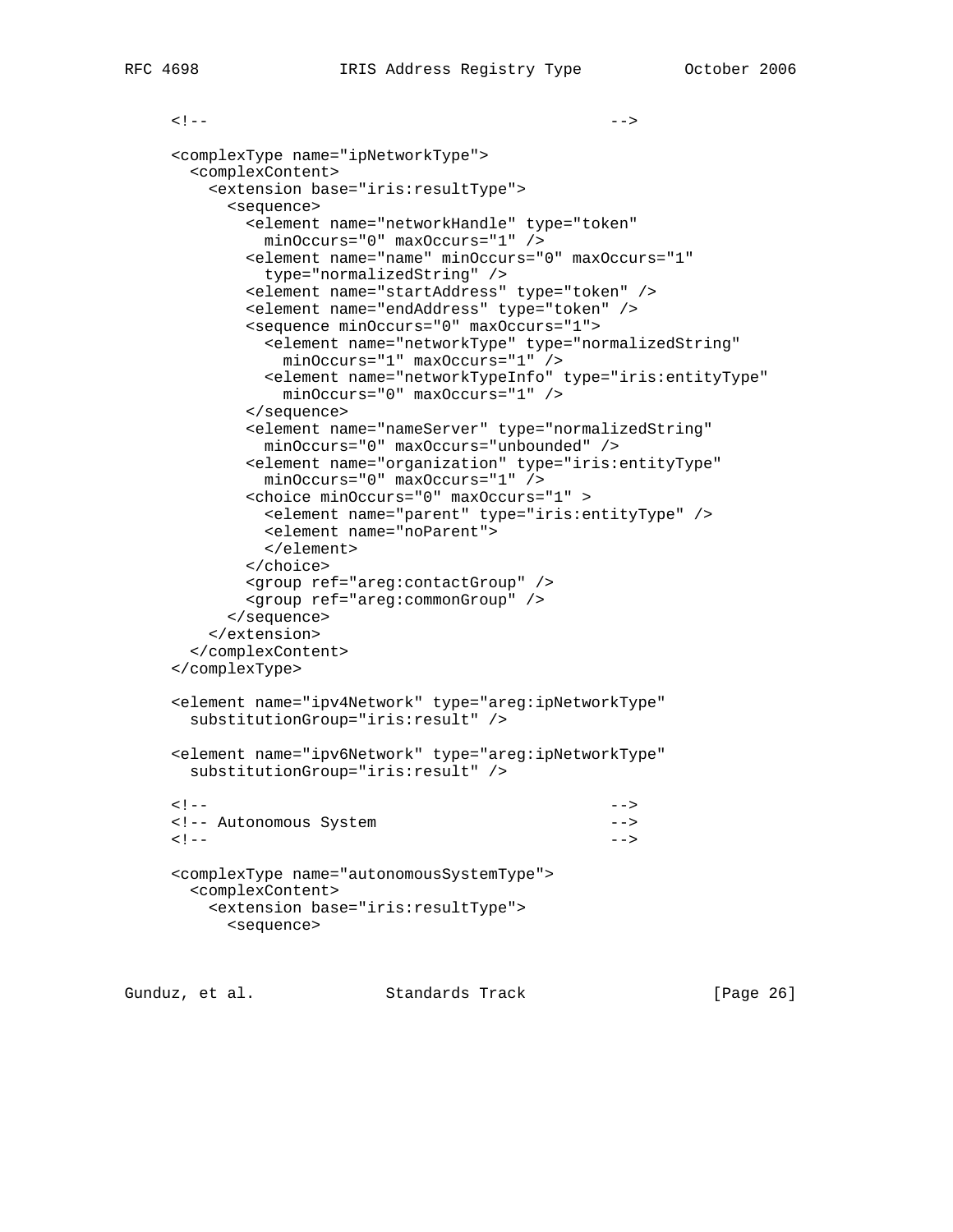```
   <!--                                            -->

   <complexType name="ipNetworkType">
     <complexContent>
       <extension base="iris:resultType">
         <sequence>
           <element name="networkHandle" type="token"
             minOccurs="0" maxOccurs="1" />
           <element name="name" minOccurs="0" maxOccurs="1"
             type="normalizedString" />
           <element name="startAddress" type="token" />
           <element name="endAddress" type="token" />
           <sequence minOccurs="0" maxOccurs="1">
             <element name="networkType" type="normalizedString"
               minOccurs="1" maxOccurs="1" />
             <element name="networkTypeInfo" type="iris:entityType"
               minOccurs="0" maxOccurs="1" />
           </sequence>
           <element name="nameServer" type="normalizedString"
             minOccurs="0" maxOccurs="unbounded" />
           <element name="organization" type="iris:entityType"
             minOccurs="0" maxOccurs="1" />
           <choice minOccurs="0" maxOccurs="1" >
             <element name="parent" type="iris:entityType" />
             <element name="noParent">
             </element>
           </choice>
           <group ref="areg:contactGroup" />
           <group ref="areg:commonGroup" />
         </sequence>
       </extension>
     </complexContent>
   </complexType>

   <element name="ipv4Network" type="areg:ipNetworkType"
     substitutionGroup="iris:result" />

   <element name="ipv6Network" type="areg:ipNetworkType"
     substitutionGroup="iris:result" />

   <!--                                            -->
   <!-- Autonomous System                          -->
   <!--                                            -->

   <complexType name="autonomousSystemType">
     <complexContent>
       <extension base="iris:resultType">
         <sequence>
```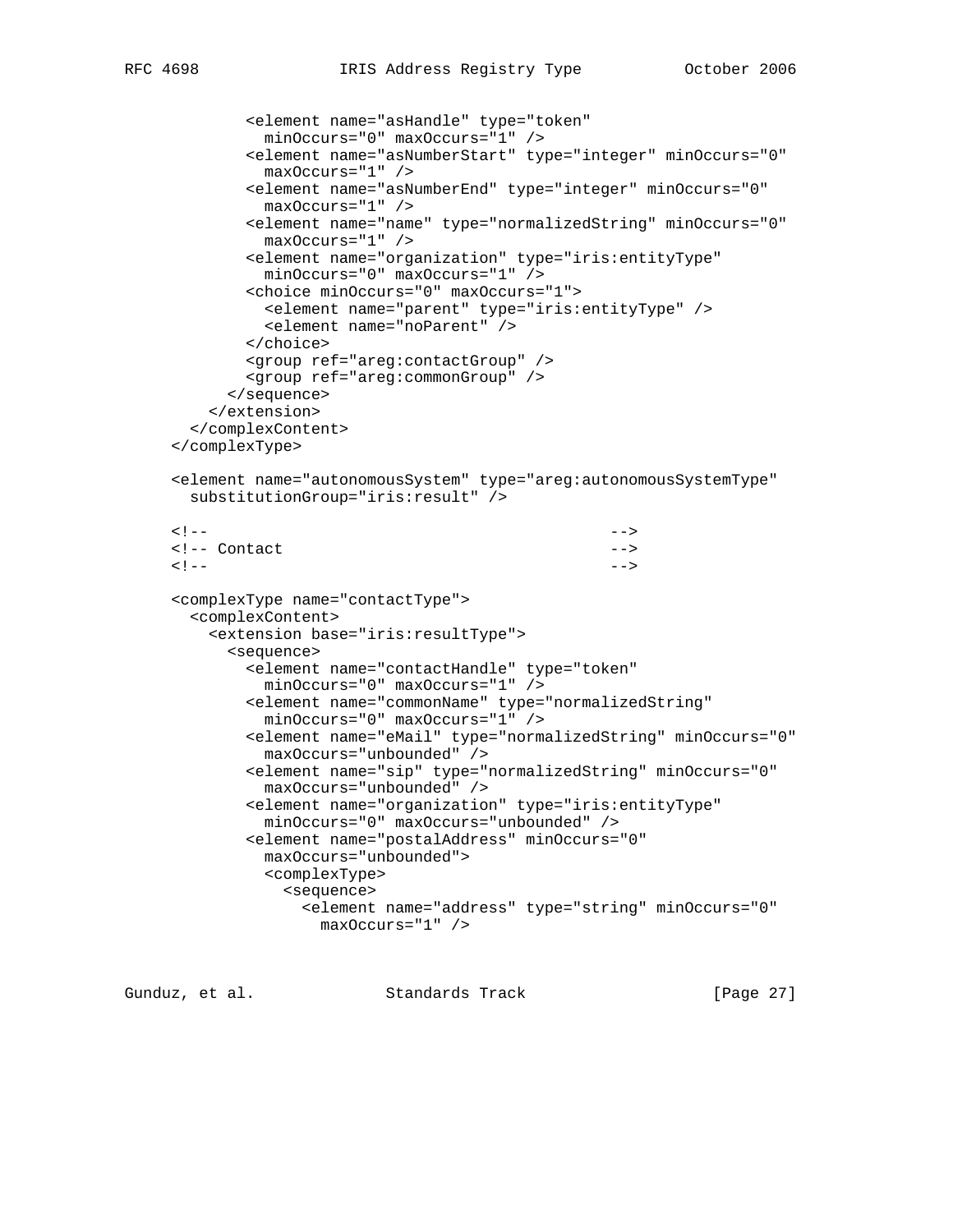```
          <element name="asHandle" type="token"
            minOccurs="0" maxOccurs="1" />
          <element name="asNumberStart" type="integer" minOccurs="0"
            maxOccurs="1" />
          <element name="asNumberEnd" type="integer" minOccurs="0"
            maxOccurs="1" />
          <element name="name" type="normalizedString" minOccurs="0"
            maxOccurs="1" />
          <element name="organization" type="iris:entityType"
            minOccurs="0" maxOccurs="1" />
          <choice minOccurs="0" maxOccurs="1">
            <element name="parent" type="iris:entityType" />
            <element name="noParent" />
          </choice>
          <group ref="areg:contactGroup" />
          <group ref="areg:commonGroup" />
        </sequence>
      </extension>
    </complexContent>
  </complexType>

  <element name="autonomousSystem" type="areg:autonomousSystemType"
    substitutionGroup="iris:result" />

  <!--                                              -->
  <!-- Contact                                      -->
  <!--                                              -->

  <complexType name="contactType">
    <complexContent>
      <extension base="iris:resultType">
        <sequence>
          <element name="contactHandle" type="token"
            minOccurs="0" maxOccurs="1" />
          <element name="commonName" type="normalizedString"
            minOccurs="0" maxOccurs="1" />
          <element name="eMail" type="normalizedString" minOccurs="0"
            maxOccurs="unbounded" />
          <element name="sip" type="normalizedString" minOccurs="0"
            maxOccurs="unbounded" />
          <element name="organization" type="iris:entityType"
            minOccurs="0" maxOccurs="unbounded" />
          <element name="postalAddress" minOccurs="0"
            maxOccurs="unbounded">
            <complexType>
              <sequence>
                <element name="address" type="string" minOccurs="0"
                  maxOccurs="1" />
```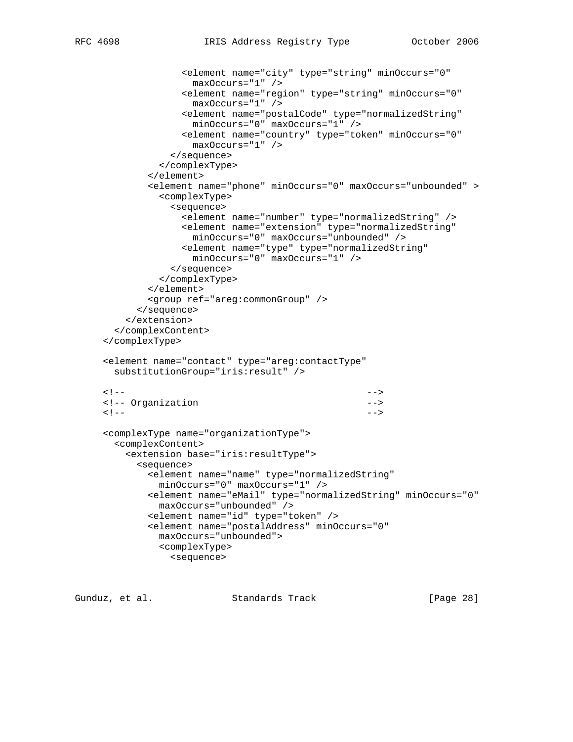```
                <element name="city" type="string" minOccurs="0"
                  maxOccurs="1" />
                <element name="region" type="string" minOccurs="0"
                  maxOccurs="1" />
                <element name="postalCode" type="normalizedString"
                  minOccurs="0" maxOccurs="1" />
                <element name="country" type="token" minOccurs="0"
                  maxOccurs="1" />
              </sequence>
            </complexType>
          </element>
          <element name="phone" minOccurs="0" maxOccurs="unbounded" >
            <complexType>
              <sequence>
                <element name="number" type="normalizedString" />
                <element name="extension" type="normalizedString"
                  minOccurs="0" maxOccurs="unbounded" />
                <element name="type" type="normalizedString"
                  minOccurs="0" maxOccurs="1" />
              </sequence>
            </complexType>
          </element>
          <group ref="areg:commonGroup" />
        </sequence>
      </extension>
    </complexContent>
  </complexType>

  <element name="contact" type="areg:contactType"
    substitutionGroup="iris:result" />

  <!--                                              -->
  <!-- Organization                                 -->
  <!--                                              -->

  <complexType name="organizationType">
    <complexContent>
      <extension base="iris:resultType">
        <sequence>
          <element name="name" type="normalizedString"
            minOccurs="0" maxOccurs="1" />
          <element name="eMail" type="normalizedString" minOccurs="0"
            maxOccurs="unbounded" />
          <element name="id" type="token" />
          <element name="postalAddress" minOccurs="0"
            maxOccurs="unbounded">
            <complexType>
              <sequence>
```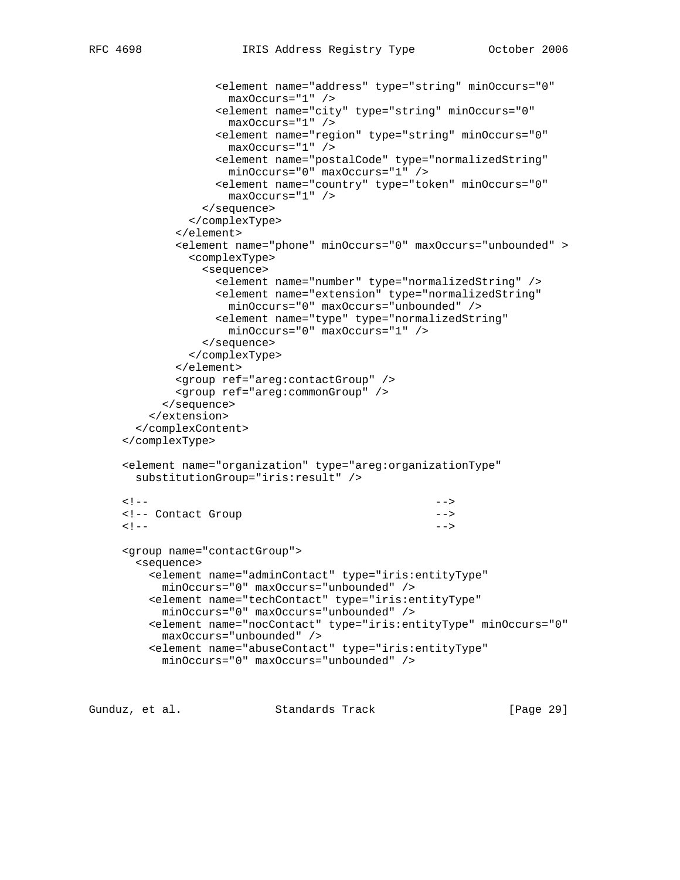```
                <element name="address" type="string" minOccurs="0"
                  maxOccurs="1" />
                <element name="city" type="string" minOccurs="0"
                  maxOccurs="1" />
                <element name="region" type="string" minOccurs="0"
                  maxOccurs="1" />
                <element name="postalCode" type="normalizedString"
                  minOccurs="0" maxOccurs="1" />
                <element name="country" type="token" minOccurs="0"
                  maxOccurs="1" />
              </sequence>
            </complexType>
          </element>
          <element name="phone" minOccurs="0" maxOccurs="unbounded" >
            <complexType>
              <sequence>
                <element name="number" type="normalizedString" />
                <element name="extension" type="normalizedString"
                  minOccurs="0" maxOccurs="unbounded" />
                <element name="type" type="normalizedString"
                  minOccurs="0" maxOccurs="1" />
              </sequence>
            </complexType>
          </element>
          <group ref="areg:contactGroup" />
          <group ref="areg:commonGroup" />
        </sequence>
      </extension>
    </complexContent>
  </complexType>

  <element name="organization" type="areg:organizationType"
    substitutionGroup="iris:result" />

  <!--                                            -->
  <!-- Contact Group                              -->
  <!--                                            -->

  <group name="contactGroup">
    <sequence>
      <element name="adminContact" type="iris:entityType"
        minOccurs="0" maxOccurs="unbounded" />
      <element name="techContact" type="iris:entityType"
        minOccurs="0" maxOccurs="unbounded" />
      <element name="nocContact" type="iris:entityType" minOccurs="0"
        maxOccurs="unbounded" />
      <element name="abuseContact" type="iris:entityType"
        minOccurs="0" maxOccurs="unbounded" />
```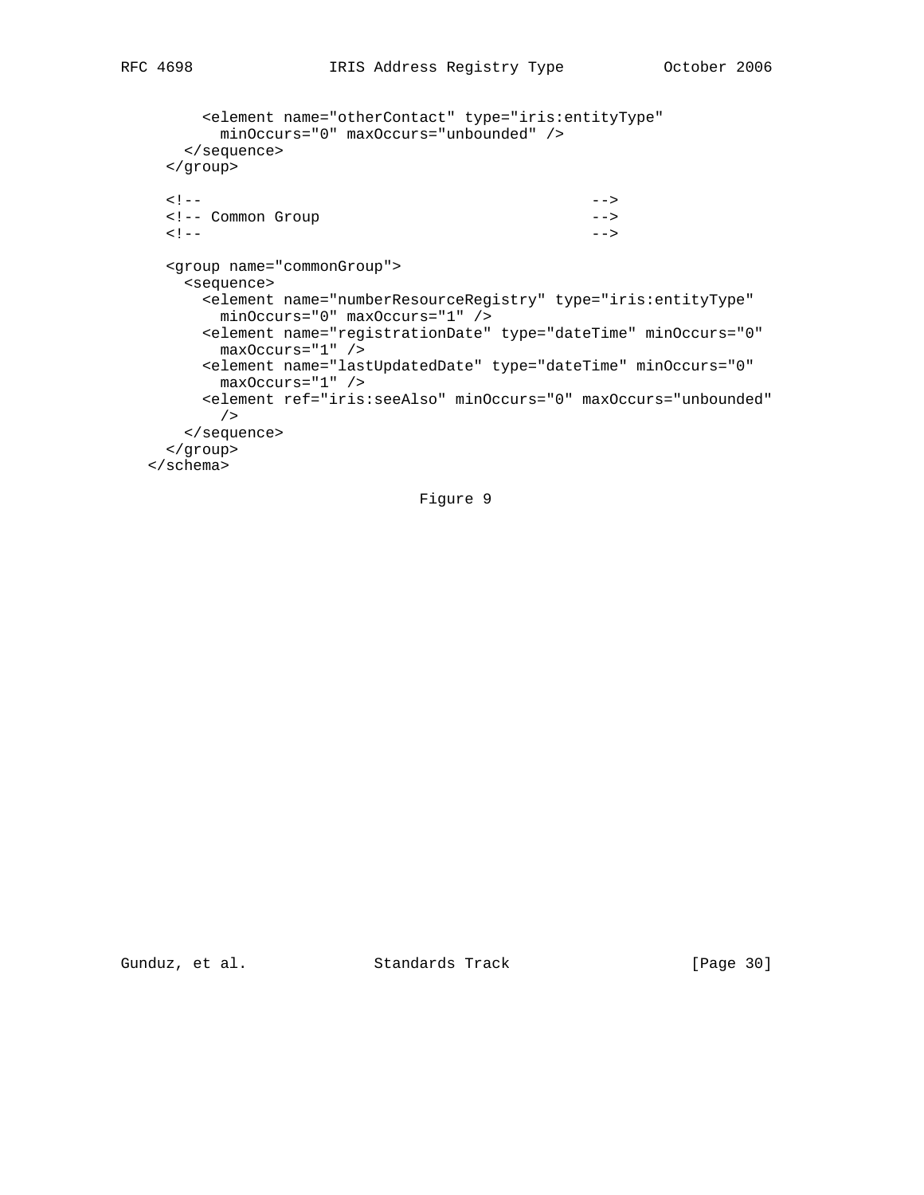```
        <element name="otherContact" type="iris:entityType"
          minOccurs="0" maxOccurs="unbounded" />
      </sequence>
    </group>

    <!--                                          -->
    <!-- Common Group                             -->
    <!--                                          -->

    <group name="commonGroup">
      <sequence>
        <element name="numberResourceRegistry" type="iris:entityType"
          minOccurs="0" maxOccurs="1" />
        <element name="registrationDate" type="dateTime" minOccurs="0"
          maxOccurs="1" />
        <element name="lastUpdatedDate" type="dateTime" minOccurs="0"
          maxOccurs="1" />
        <element ref="iris:seeAlso" minOccurs="0" maxOccurs="unbounded"
          />
      </sequence>
    </group>
  </schema>
```

Figure 9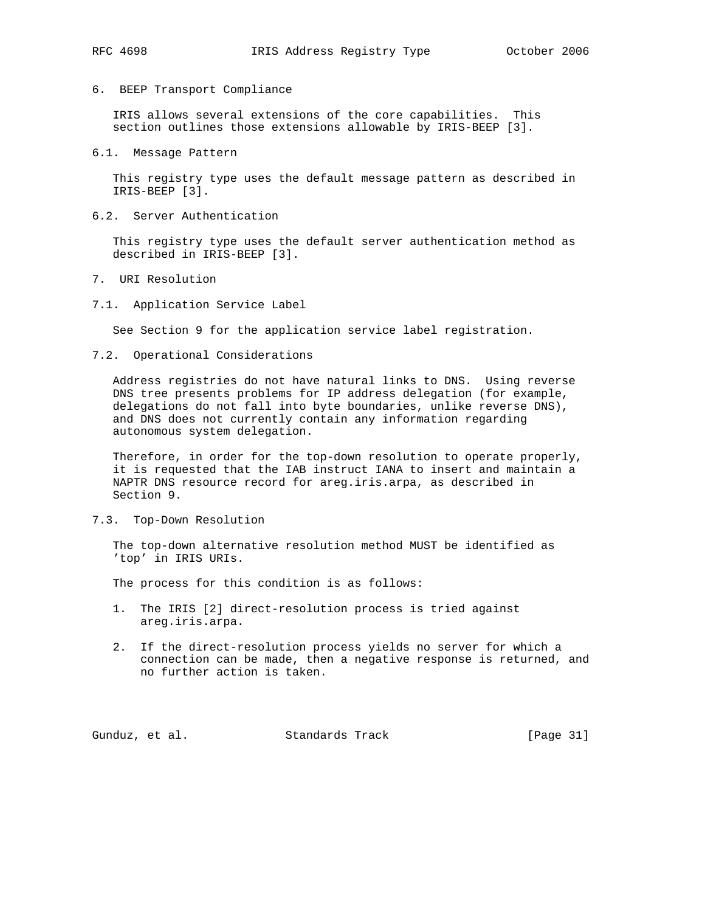## 6. BEEP Transport Compliance

IRIS allows several extensions of the core capabilities. This section outlines those extensions allowable by IRIS-BEEP [3].

### 6.1. Message Pattern

This registry type uses the default message pattern as described in IRIS-BEEP [3].

### 6.2. Server Authentication

This registry type uses the default server authentication method as described in IRIS-BEEP [3].

## 7. URI Resolution

### 7.1. Application Service Label

See Section 9 for the application service label registration.

### 7.2. Operational Considerations

Address registries do not have natural links to DNS. Using reverse DNS tree presents problems for IP address delegation (for example, delegations do not fall into byte boundaries, unlike reverse DNS), and DNS does not currently contain any information regarding autonomous system delegation.

Therefore, in order for the top-down resolution to operate properly, it is requested that the IAB instruct IANA to insert and maintain a NAPTR DNS resource record for areg.iris.arpa, as described in Section 9.

### 7.3. Top-Down Resolution

The top-down alternative resolution method MUST be identified as 'top' in IRIS URIs.

The process for this condition is as follows:

1. The IRIS [2] direct-resolution process is tried against areg.iris.arpa.

2. If the direct-resolution process yields no server for which a connection can be made, then a negative response is returned, and no further action is taken.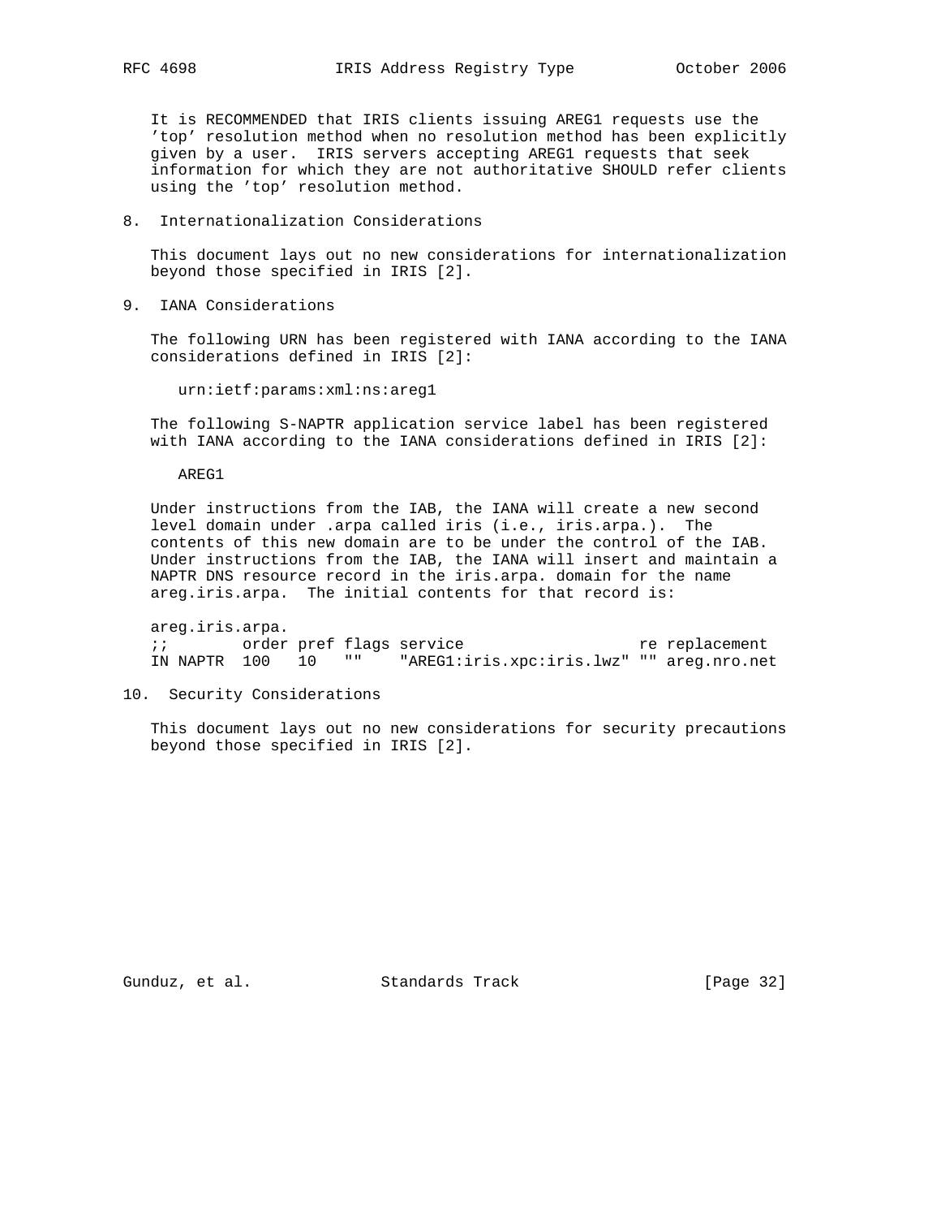It is RECOMMENDED that IRIS clients issuing AREG1 requests use the 'top' resolution method when no resolution method has been explicitly given by a user. IRIS servers accepting AREG1 requests that seek information for which they are not authoritative SHOULD refer clients using the 'top' resolution method.

## 8. Internationalization Considerations

This document lays out no new considerations for internationalization beyond those specified in IRIS [2].

## 9. IANA Considerations

The following URN has been registered with IANA according to the IANA considerations defined in IRIS [2]:

```
urn:ietf:params:xml:ns:areg1
```

The following S-NAPTR application service label has been registered with IANA according to the IANA considerations defined in IRIS [2]:

```
AREG1
```

Under instructions from the IAB, the IANA will create a new second level domain under .arpa called iris (i.e., iris.arpa.). The contents of this new domain are to be under the control of the IAB. Under instructions from the IAB, the IANA will insert and maintain a NAPTR DNS resource record in the iris.arpa. domain for the name areg.iris.arpa. The initial contents for that record is:

```
areg.iris.arpa.
;;        order pref flags service                    re replacement
IN NAPTR  100   10   ""    "AREG1:iris.xpc:iris.lwz" "" areg.nro.net
```

## 10. Security Considerations

This document lays out no new considerations for security precautions beyond those specified in IRIS [2].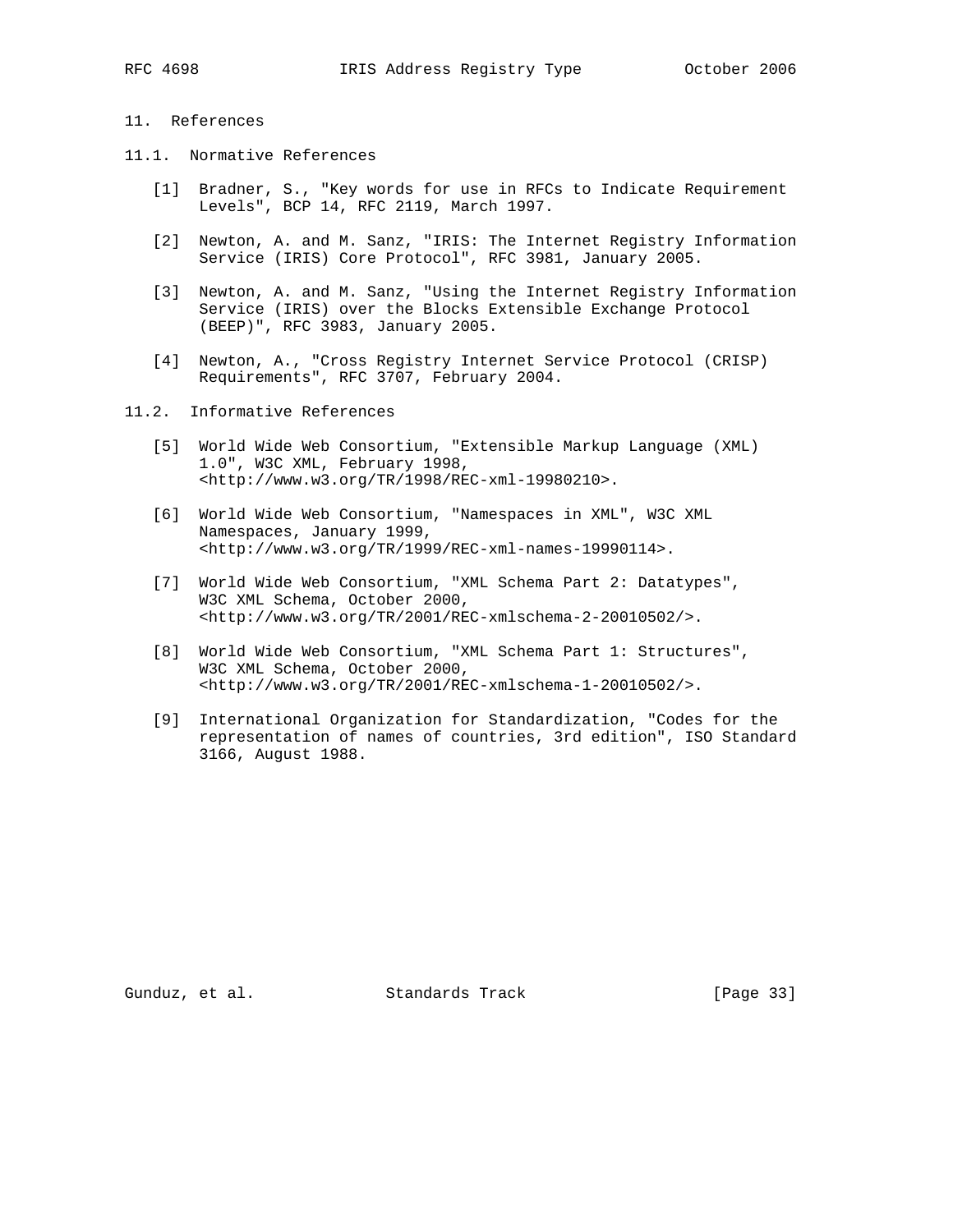## 11. References

### 11.1. Normative References

[1] Bradner, S., "Key words for use in RFCs to Indicate Requirement Levels", BCP 14, RFC 2119, March 1997.

[2] Newton, A. and M. Sanz, "IRIS: The Internet Registry Information Service (IRIS) Core Protocol", RFC 3981, January 2005.

[3] Newton, A. and M. Sanz, "Using the Internet Registry Information Service (IRIS) over the Blocks Extensible Exchange Protocol (BEEP)", RFC 3983, January 2005.

[4] Newton, A., "Cross Registry Internet Service Protocol (CRISP) Requirements", RFC 3707, February 2004.

### 11.2. Informative References

[5] World Wide Web Consortium, "Extensible Markup Language (XML) 1.0", W3C XML, February 1998, <http://www.w3.org/TR/1998/REC-xml-19980210>.

[6] World Wide Web Consortium, "Namespaces in XML", W3C XML Namespaces, January 1999, <http://www.w3.org/TR/1999/REC-xml-names-19990114>.

[7] World Wide Web Consortium, "XML Schema Part 2: Datatypes", W3C XML Schema, October 2000, <http://www.w3.org/TR/2001/REC-xmlschema-2-20010502/>.

[8] World Wide Web Consortium, "XML Schema Part 1: Structures", W3C XML Schema, October 2000, <http://www.w3.org/TR/2001/REC-xmlschema-1-20010502/>.

[9] International Organization for Standardization, "Codes for the representation of names of countries, 3rd edition", ISO Standard 3166, August 1988.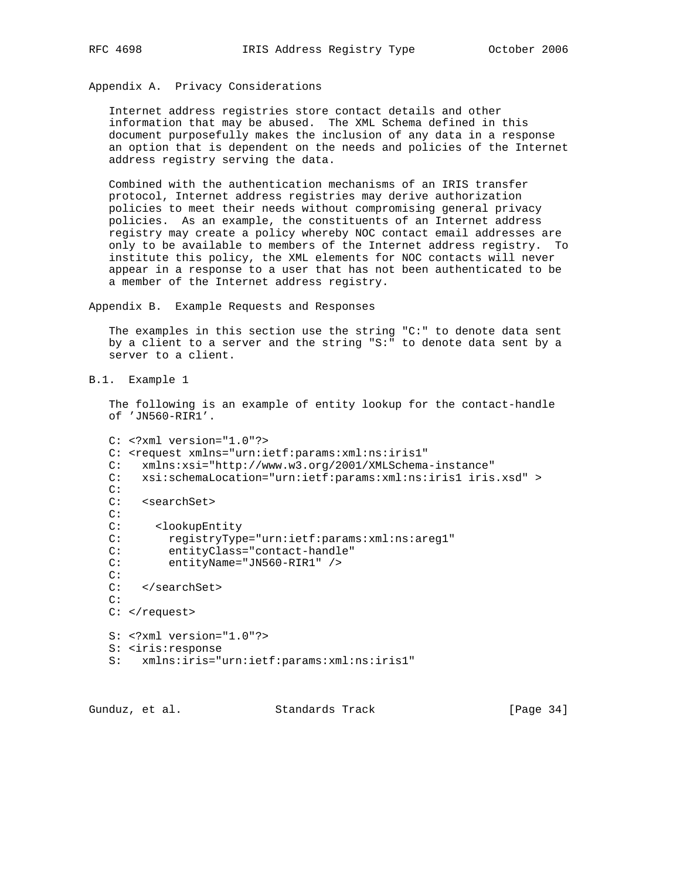## Appendix A. Privacy Considerations

Internet address registries store contact details and other information that may be abused. The XML Schema defined in this document purposefully makes the inclusion of any data in a response an option that is dependent on the needs and policies of the Internet address registry serving the data.

Combined with the authentication mechanisms of an IRIS transfer protocol, Internet address registries may derive authorization policies to meet their needs without compromising general privacy policies. As an example, the constituents of an Internet address registry may create a policy whereby NOC contact email addresses are only to be available to members of the Internet address registry. To institute this policy, the XML elements for NOC contacts will never appear in a response to a user that has not been authenticated to be a member of the Internet address registry.

## Appendix B. Example Requests and Responses

The examples in this section use the string "C:" to denote data sent by a client to a server and the string "S:" to denote data sent by a server to a client.

### B.1. Example 1

The following is an example of entity lookup for the contact-handle of 'JN560-RIR1'.

```
C: <?xml version="1.0"?>
C: <request xmlns="urn:ietf:params:xml:ns:iris1"
C:   xmlns:xsi="http://www.w3.org/2001/XMLSchema-instance"
C:   xsi:schemaLocation="urn:ietf:params:xml:ns:iris1 iris.xsd" >
C:
C:   <searchSet>
C:
C:     <lookupEntity
C:       registryType="urn:ietf:params:xml:ns:areg1"
C:       entityClass="contact-handle"
C:       entityName="JN560-RIR1" />
C:
C:   </searchSet>
C:
C: </request>

S: <?xml version="1.0"?>
S: <iris:response
S:   xmlns:iris="urn:ietf:params:xml:ns:iris1"
```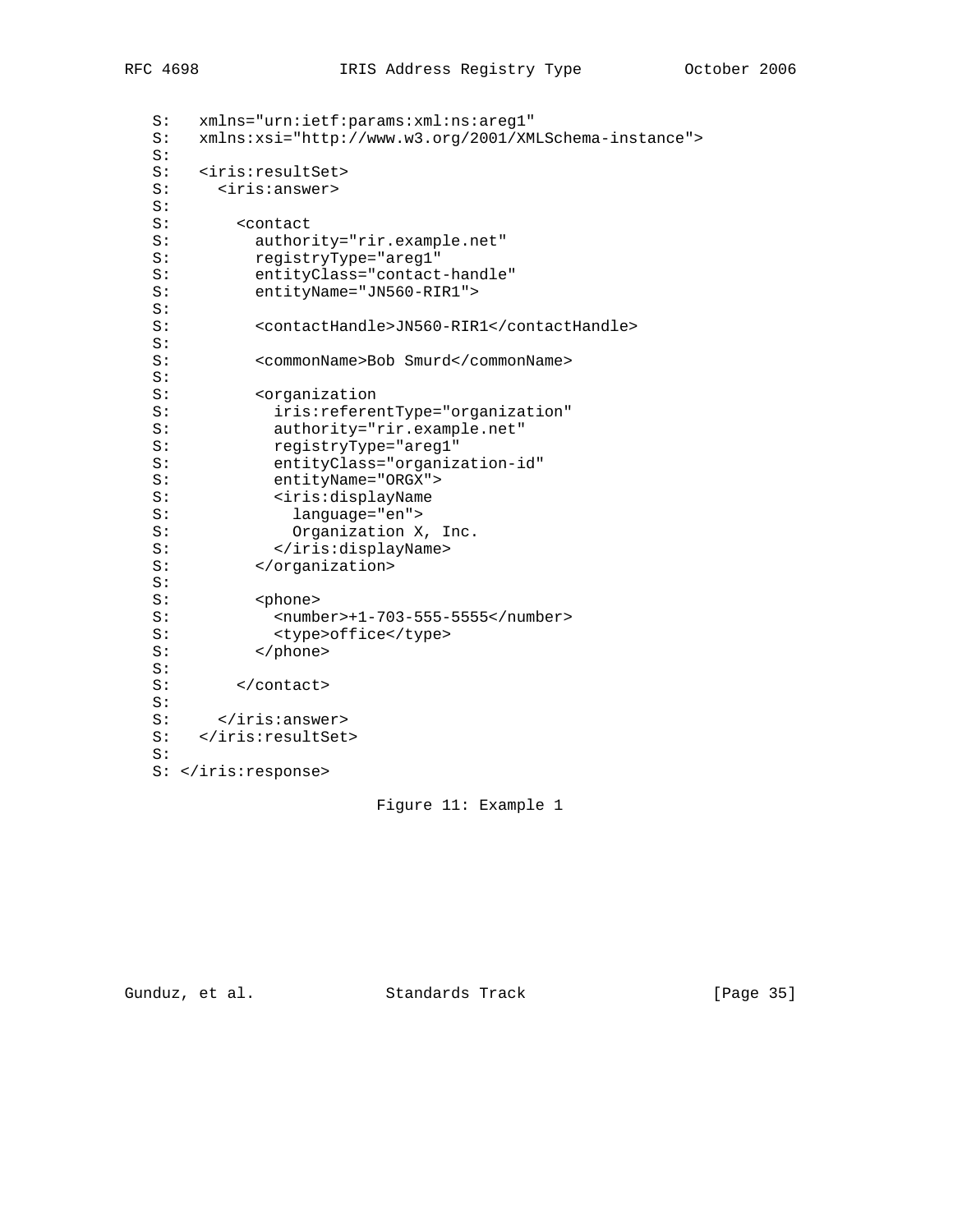```
S:   xmlns="urn:ietf:params:xml:ns:areg1"
S:   xmlns:xsi="http://www.w3.org/2001/XMLSchema-instance">
S:
S:   <iris:resultSet>
S:     <iris:answer>
S:
S:       <contact
S:         authority="rir.example.net"
S:         registryType="areg1"
S:         entityClass="contact-handle"
S:         entityName="JN560-RIR1">
S:
S:         <contactHandle>JN560-RIR1</contactHandle>
S:
S:         <commonName>Bob Smurd</commonName>
S:
S:         <organization
S:           iris:referentType="organization"
S:           authority="rir.example.net"
S:           registryType="areg1"
S:           entityClass="organization-id"
S:           entityName="ORGX">
S:           <iris:displayName
S:             language="en">
S:             Organization X, Inc.
S:           </iris:displayName>
S:         </organization>
S:
S:         <phone>
S:           <number>+1-703-555-5555</number>
S:           <type>office</type>
S:         </phone>
S:
S:       </contact>
S:
S:     </iris:answer>
S:   </iris:resultSet>
S:
S: </iris:response>
```

Figure 11: Example 1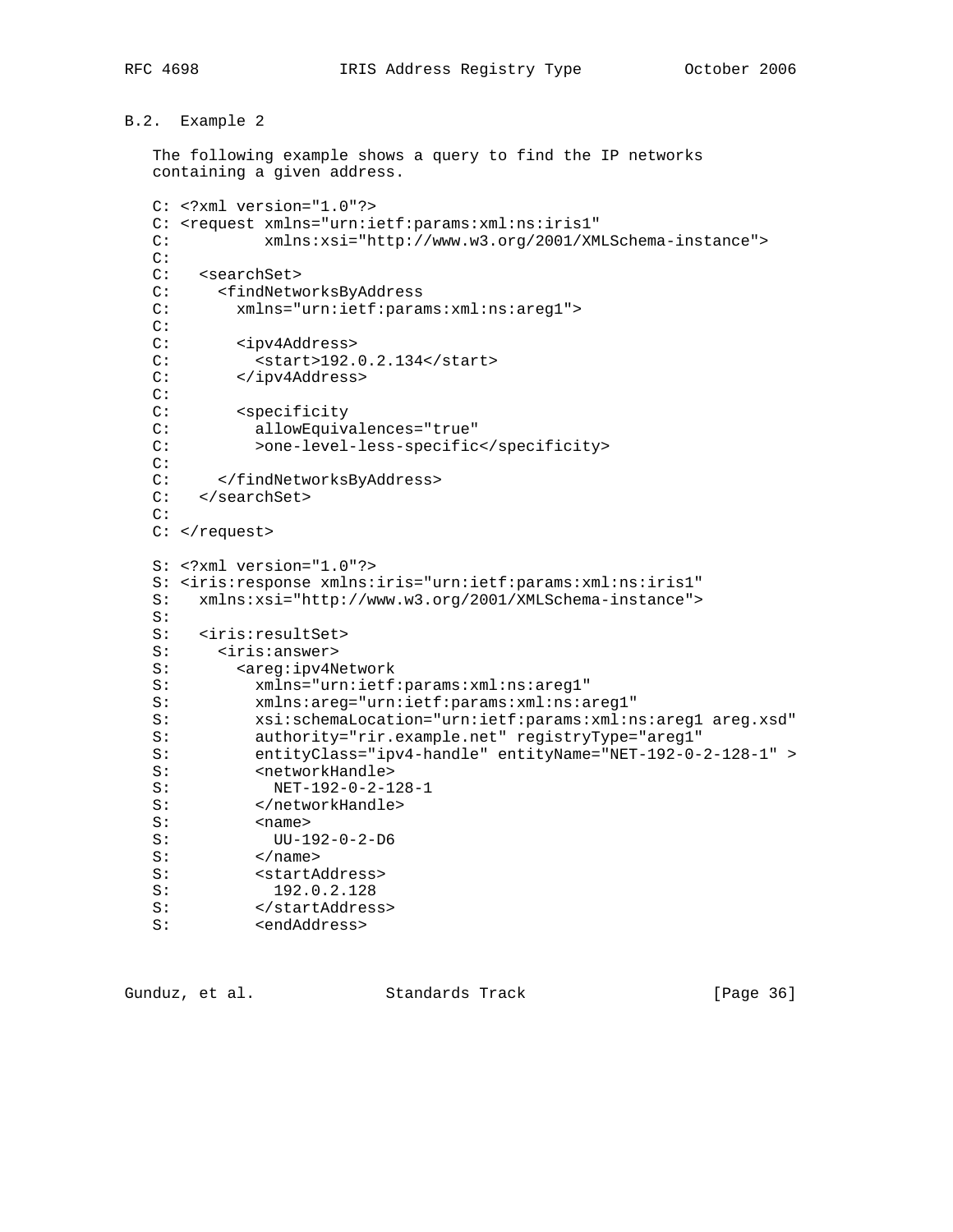### B.2. Example 2

The following example shows a query to find the IP networks containing a given address.

```
C: <?xml version="1.0"?>
C: <request xmlns="urn:ietf:params:xml:ns:iris1"
C:          xmlns:xsi="http://www.w3.org/2001/XMLSchema-instance">
C:
C:   <searchSet>
C:     <findNetworksByAddress
C:       xmlns="urn:ietf:params:xml:ns:areg1">
C:
C:       <ipv4Address>
C:         <start>192.0.2.134</start>
C:       </ipv4Address>
C:
C:       <specificity
C:         allowEquivalences="true"
C:         >one-level-less-specific</specificity>
C:
C:     </findNetworksByAddress>
C:   </searchSet>
C:
C: </request>

S: <?xml version="1.0"?>
S: <iris:response xmlns:iris="urn:ietf:params:xml:ns:iris1"
S:   xmlns:xsi="http://www.w3.org/2001/XMLSchema-instance">
S:
S:   <iris:resultSet>
S:     <iris:answer>
S:       <areg:ipv4Network
S:         xmlns="urn:ietf:params:xml:ns:areg1"
S:         xmlns:areg="urn:ietf:params:xml:ns:areg1"
S:         xsi:schemaLocation="urn:ietf:params:xml:ns:areg1 areg.xsd"
S:         authority="rir.example.net" registryType="areg1"
S:         entityClass="ipv4-handle" entityName="NET-192-0-2-128-1" >
S:         <networkHandle>
S:           NET-192-0-2-128-1
S:         </networkHandle>
S:         <name>
S:           UU-192-0-2-D6
S:         </name>
S:         <startAddress>
S:           192.0.2.128
S:         </startAddress>
S:         <endAddress>
```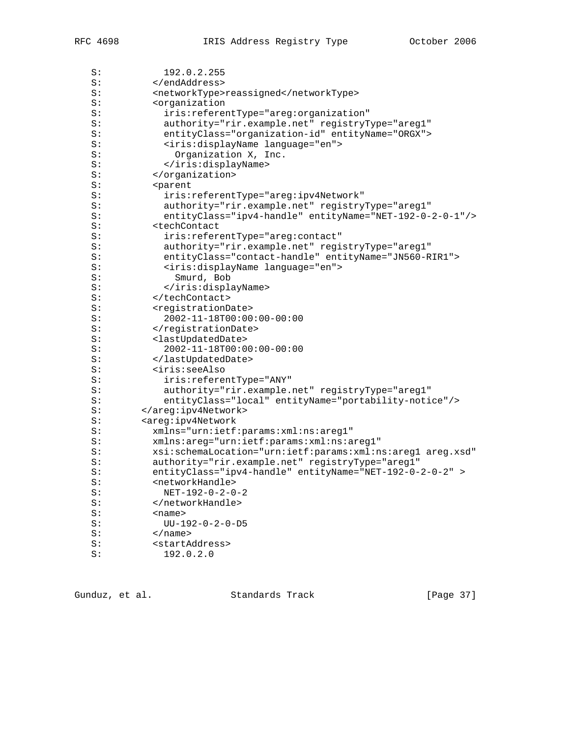```
   S:           192.0.2.255
   S:         </endAddress>
   S:         <networkType>reassigned</networkType>
   S:         <organization
   S:           iris:referentType="areg:organization"
   S:           authority="rir.example.net" registryType="areg1"
   S:           entityClass="organization-id" entityName="ORGX">
   S:           <iris:displayName language="en">
   S:             Organization X, Inc.
   S:           </iris:displayName>
   S:         </organization>
   S:         <parent
   S:           iris:referentType="areg:ipv4Network"
   S:           authority="rir.example.net" registryType="areg1"
   S:           entityClass="ipv4-handle" entityName="NET-192-0-2-0-1"/>
   S:         <techContact
   S:           iris:referentType="areg:contact"
   S:           authority="rir.example.net" registryType="areg1"
   S:           entityClass="contact-handle" entityName="JN560-RIR1">
   S:           <iris:displayName language="en">
   S:             Smurd, Bob
   S:           </iris:displayName>
   S:         </techContact>
   S:         <registrationDate>
   S:           2002-11-18T00:00:00-00:00
   S:         </registrationDate>
   S:         <lastUpdatedDate>
   S:           2002-11-18T00:00:00-00:00
   S:         </lastUpdatedDate>
   S:         <iris:seeAlso
   S:           iris:referentType="ANY"
   S:           authority="rir.example.net" registryType="areg1"
   S:           entityClass="local" entityName="portability-notice"/>
   S:       </areg:ipv4Network>
   S:       <areg:ipv4Network
   S:         xmlns="urn:ietf:params:xml:ns:areg1"
   S:         xmlns:areg="urn:ietf:params:xml:ns:areg1"
   S:         xsi:schemaLocation="urn:ietf:params:xml:ns:areg1 areg.xsd"
   S:         authority="rir.example.net" registryType="areg1"
   S:         entityClass="ipv4-handle" entityName="NET-192-0-2-0-2" >
   S:         <networkHandle>
   S:           NET-192-0-2-0-2
   S:         </networkHandle>
   S:         <name>
   S:           UU-192-0-2-0-D5
   S:         </name>
   S:         <startAddress>
   S:           192.0.2.0
```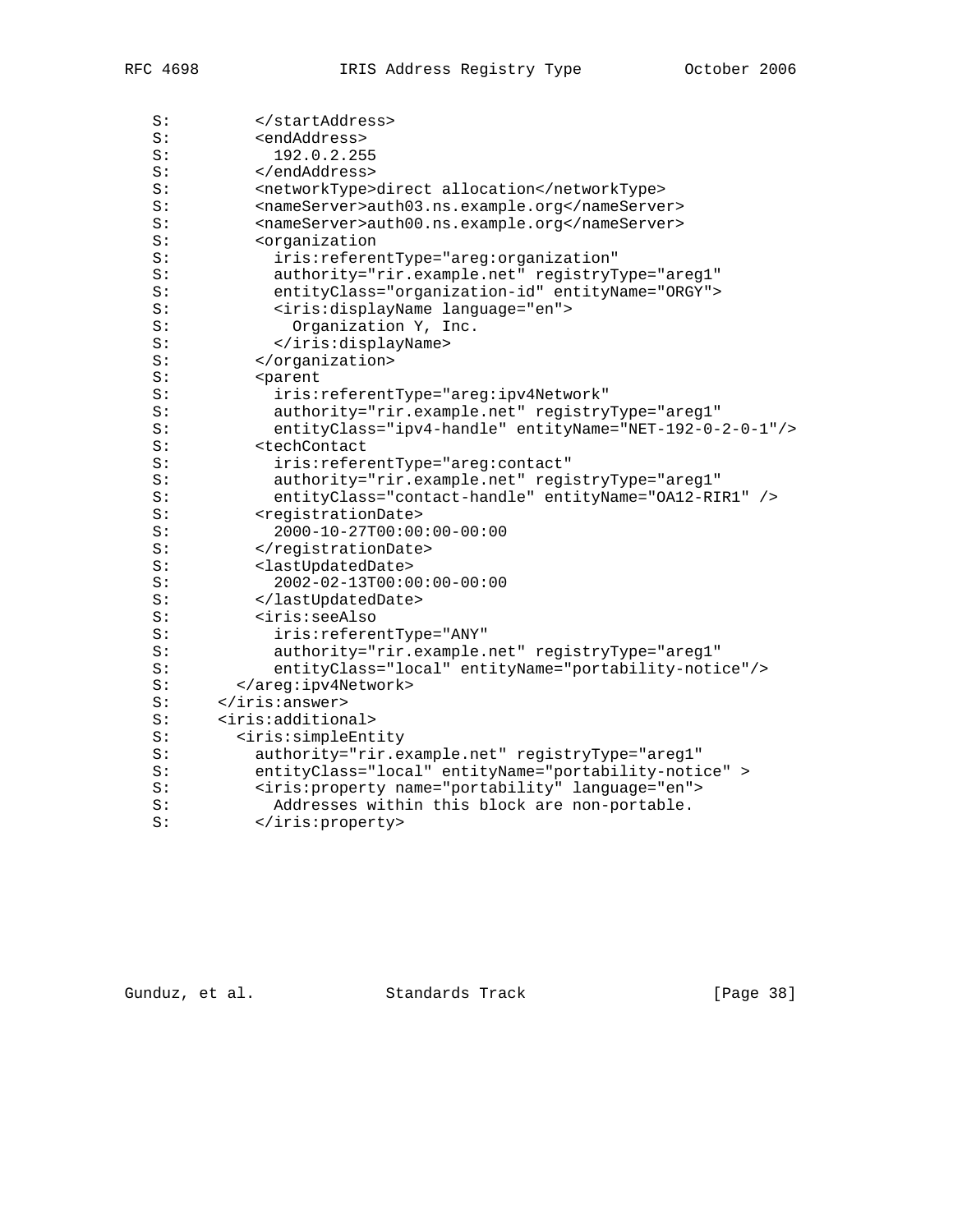```
   S:         </startAddress>
   S:         <endAddress>
   S:           192.0.2.255
   S:         </endAddress>
   S:         <networkType>direct allocation</networkType>
   S:         <nameServer>auth03.ns.example.org</nameServer>
   S:         <nameServer>auth00.ns.example.org</nameServer>
   S:         <organization
   S:           iris:referentType="areg:organization"
   S:           authority="rir.example.net" registryType="areg1"
   S:           entityClass="organization-id" entityName="ORGY">
   S:           <iris:displayName language="en">
   S:             Organization Y, Inc.
   S:           </iris:displayName>
   S:         </organization>
   S:         <parent
   S:           iris:referentType="areg:ipv4Network"
   S:           authority="rir.example.net" registryType="areg1"
   S:           entityClass="ipv4-handle" entityName="NET-192-0-2-0-1"/>
   S:         <techContact
   S:           iris:referentType="areg:contact"
   S:           authority="rir.example.net" registryType="areg1"
   S:           entityClass="contact-handle" entityName="OA12-RIR1" />
   S:         <registrationDate>
   S:           2000-10-27T00:00:00-00:00
   S:         </registrationDate>
   S:         <lastUpdatedDate>
   S:           2002-02-13T00:00:00-00:00
   S:         </lastUpdatedDate>
   S:         <iris:seeAlso
   S:           iris:referentType="ANY"
   S:           authority="rir.example.net" registryType="areg1"
   S:           entityClass="local" entityName="portability-notice"/>
   S:       </areg:ipv4Network>
   S:     </iris:answer>
   S:     <iris:additional>
   S:       <iris:simpleEntity
   S:         authority="rir.example.net" registryType="areg1"
   S:         entityClass="local" entityName="portability-notice" >
   S:         <iris:property name="portability" language="en">
   S:           Addresses within this block are non-portable.
   S:         </iris:property>
```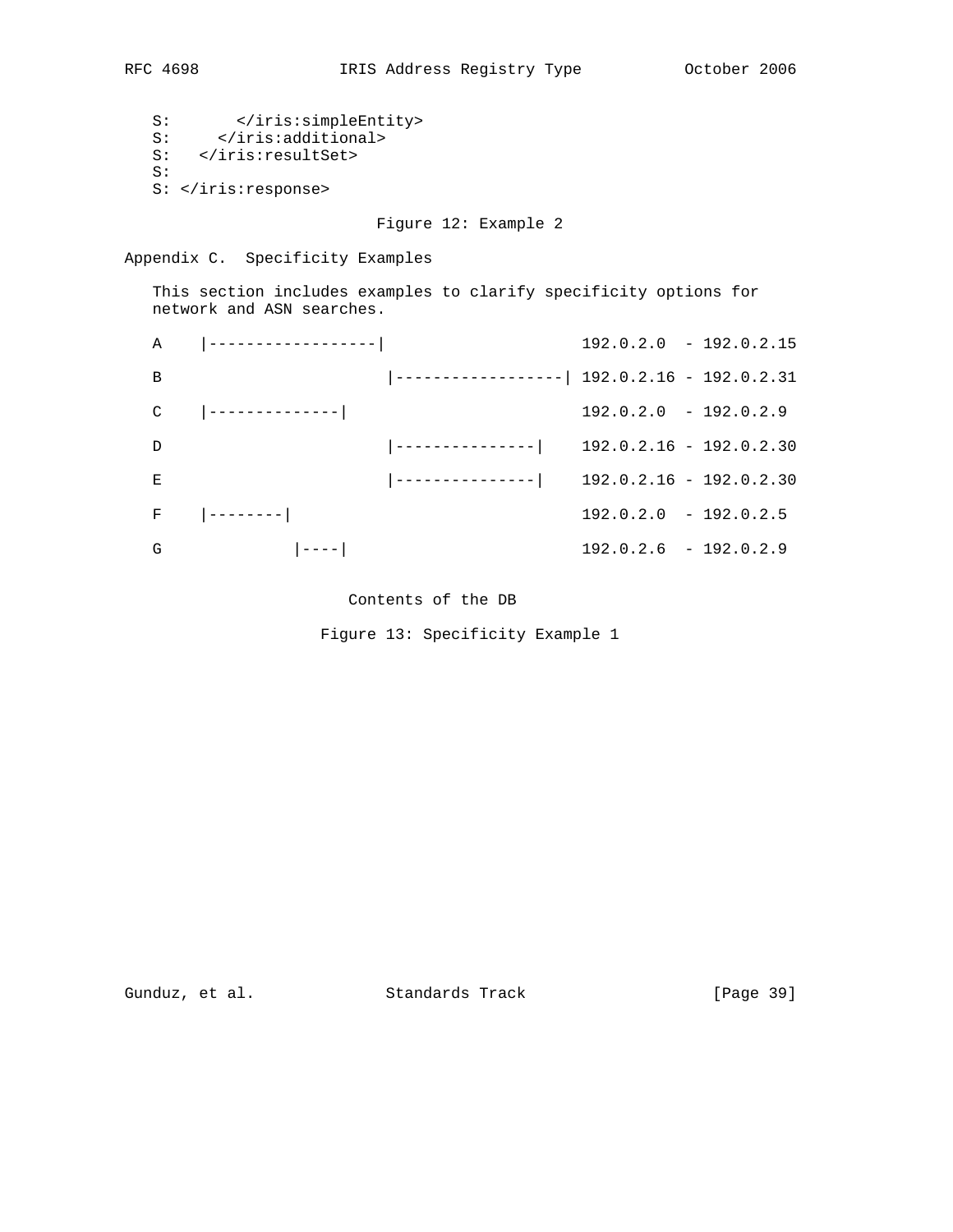```
   S:       </iris:simpleEntity>
   S:     </iris:additional>
   S:   </iris:resultSet>
   S:
   S: </iris:response>
```

Figure 12: Example 2

## Appendix C. Specificity Examples

This section includes examples to clarify specificity options for network and ASN searches.

```
   A    |------------------|                    192.0.2.0  - 192.0.2.15

   B                       |------------------| 192.0.2.16 - 192.0.2.31

   C    |--------------|                        192.0.2.0  - 192.0.2.9

   D                       |---------------|    192.0.2.16 - 192.0.2.30

   E                       |---------------|    192.0.2.16 - 192.0.2.30

   F    |--------|                              192.0.2.0  - 192.0.2.5

   G              |----|                        192.0.2.6  - 192.0.2.9
```

Contents of the DB

Figure 13: Specificity Example 1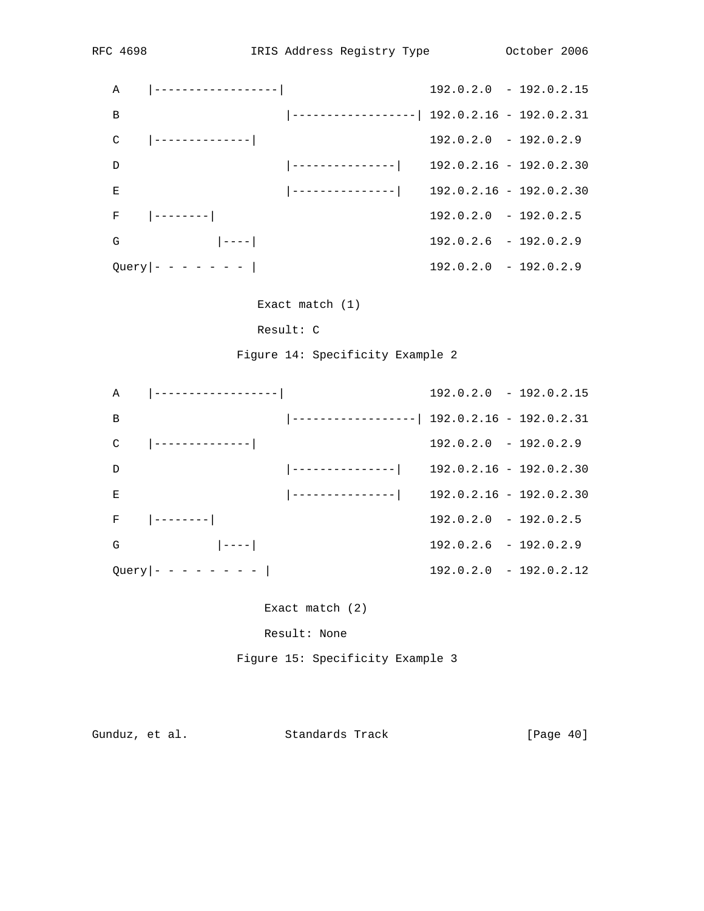```
   A    |------------------|                     192.0.2.0  - 192.0.2.15

   B                        |------------------| 192.0.2.16 - 192.0.2.31

   C    |--------------|                         192.0.2.0  - 192.0.2.9

   D                        |---------------|    192.0.2.16 - 192.0.2.30

   E                        |---------------|    192.0.2.16 - 192.0.2.30

   F    |--------|                               192.0.2.0  - 192.0.2.5

   G             |----|                          192.0.2.6  - 192.0.2.9

   Query|- - - - - - - |                         192.0.2.0  - 192.0.2.9

                     Exact match (1)

                     Result: C
```

Figure 14: Specificity Example 2

```
   A    |------------------|                     192.0.2.0  - 192.0.2.15

   B                        |------------------| 192.0.2.16 - 192.0.2.31

   C    |--------------|                         192.0.2.0  - 192.0.2.9

   D                        |---------------|    192.0.2.16 - 192.0.2.30

   E                        |---------------|    192.0.2.16 - 192.0.2.30

   F    |--------|                               192.0.2.0  - 192.0.2.5

   G             |----|                          192.0.2.6  - 192.0.2.9

   Query|- - - - - - - - |                       192.0.2.0  - 192.0.2.12

                      Exact match (2)

                      Result: None
```

Figure 15: Specificity Example 3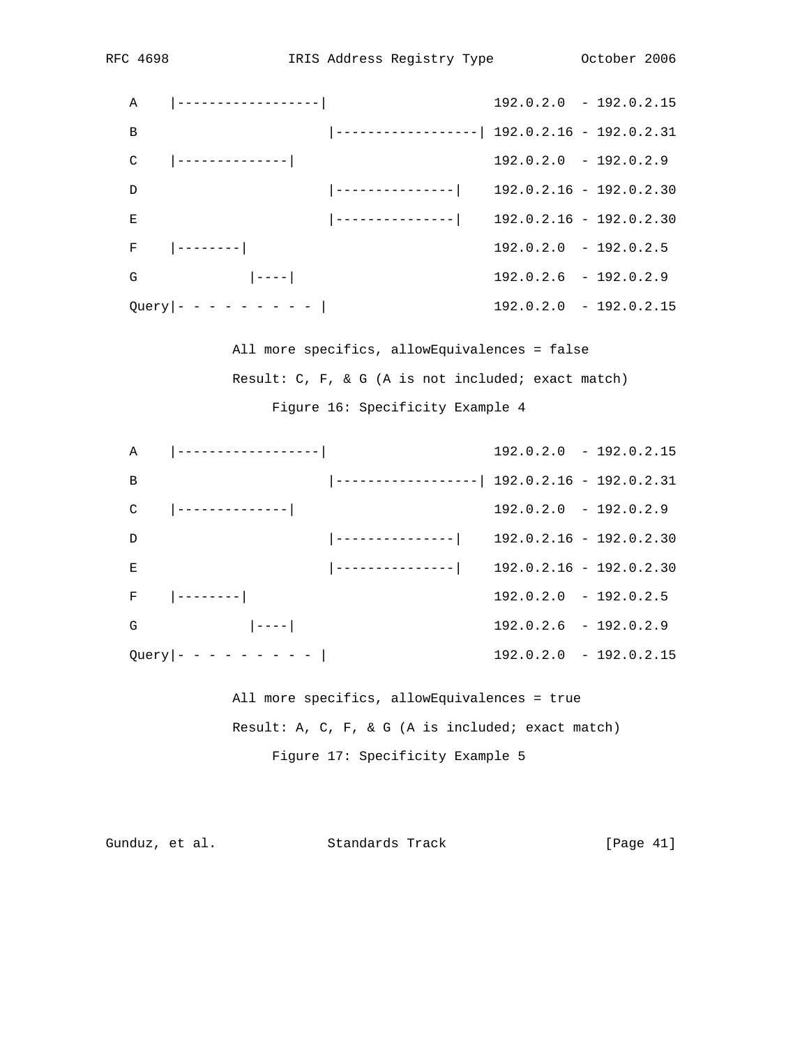```
   A    |------------------|                    192.0.2.0  - 192.0.2.15
   B                       |------------------| 192.0.2.16 - 192.0.2.31
   C    |--------------|                        192.0.2.0  - 192.0.2.9
   D                       |---------------|    192.0.2.16 - 192.0.2.30
   E                       |---------------|    192.0.2.16 - 192.0.2.30
   F    |--------|                              192.0.2.0  - 192.0.2.5
   G              |----|                        192.0.2.6  - 192.0.2.9
   Query|- - - - - - - - - |                    192.0.2.0  - 192.0.2.15

             All more specifics, allowEquivalences = false
             Result: C, F, & G (A is not included; exact match)
                  Figure 16: Specificity Example 4

   A    |------------------|                    192.0.2.0  - 192.0.2.15
   B                       |------------------| 192.0.2.16 - 192.0.2.31
   C    |--------------|                        192.0.2.0  - 192.0.2.9
   D                       |---------------|    192.0.2.16 - 192.0.2.30
   E                       |---------------|    192.0.2.16 - 192.0.2.30
   F    |--------|                              192.0.2.0  - 192.0.2.5
   G              |----|                        192.0.2.6  - 192.0.2.9
   Query|- - - - - - - - - |                    192.0.2.0  - 192.0.2.15

             All more specifics, allowEquivalences = true
             Result: A, C, F, & G (A is included; exact match)
                  Figure 17: Specificity Example 5
```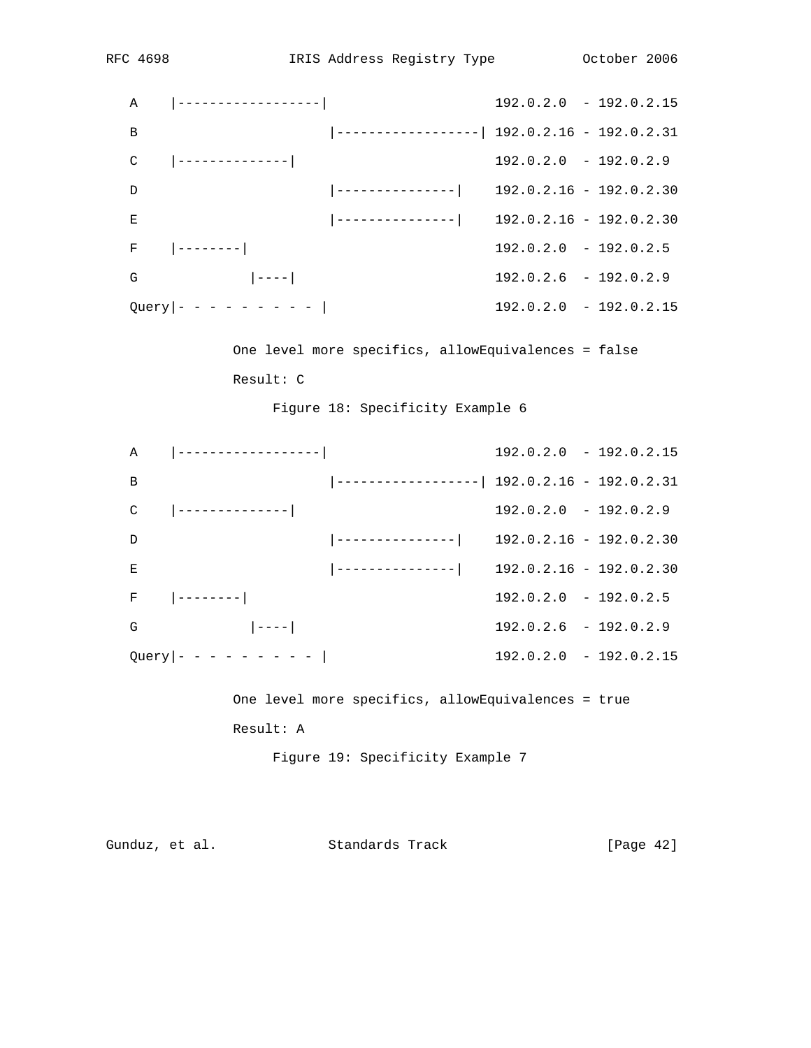```
   A    |------------------|                    192.0.2.0  - 192.0.2.15

   B                       |------------------| 192.0.2.16 - 192.0.2.31

   C    |--------------|                        192.0.2.0  - 192.0.2.9

   D                       |---------------|    192.0.2.16 - 192.0.2.30

   E                       |---------------|    192.0.2.16 - 192.0.2.30

   F    |--------|                              192.0.2.0  - 192.0.2.5

   G             |----|                         192.0.2.6  - 192.0.2.9

   Query|- - - - - - - - - |                    192.0.2.0  - 192.0.2.15

             One level more specifics, allowEquivalences = false

             Result: C
```

Figure 18: Specificity Example 6

```
   A    |------------------|                    192.0.2.0  - 192.0.2.15

   B                       |------------------| 192.0.2.16 - 192.0.2.31

   C    |--------------|                        192.0.2.0  - 192.0.2.9

   D                       |---------------|    192.0.2.16 - 192.0.2.30

   E                       |---------------|    192.0.2.16 - 192.0.2.30

   F    |--------|                              192.0.2.0  - 192.0.2.5

   G             |----|                         192.0.2.6  - 192.0.2.9

   Query|- - - - - - - - - |                    192.0.2.0  - 192.0.2.15

             One level more specifics, allowEquivalences = true

             Result: A
```

Figure 19: Specificity Example 7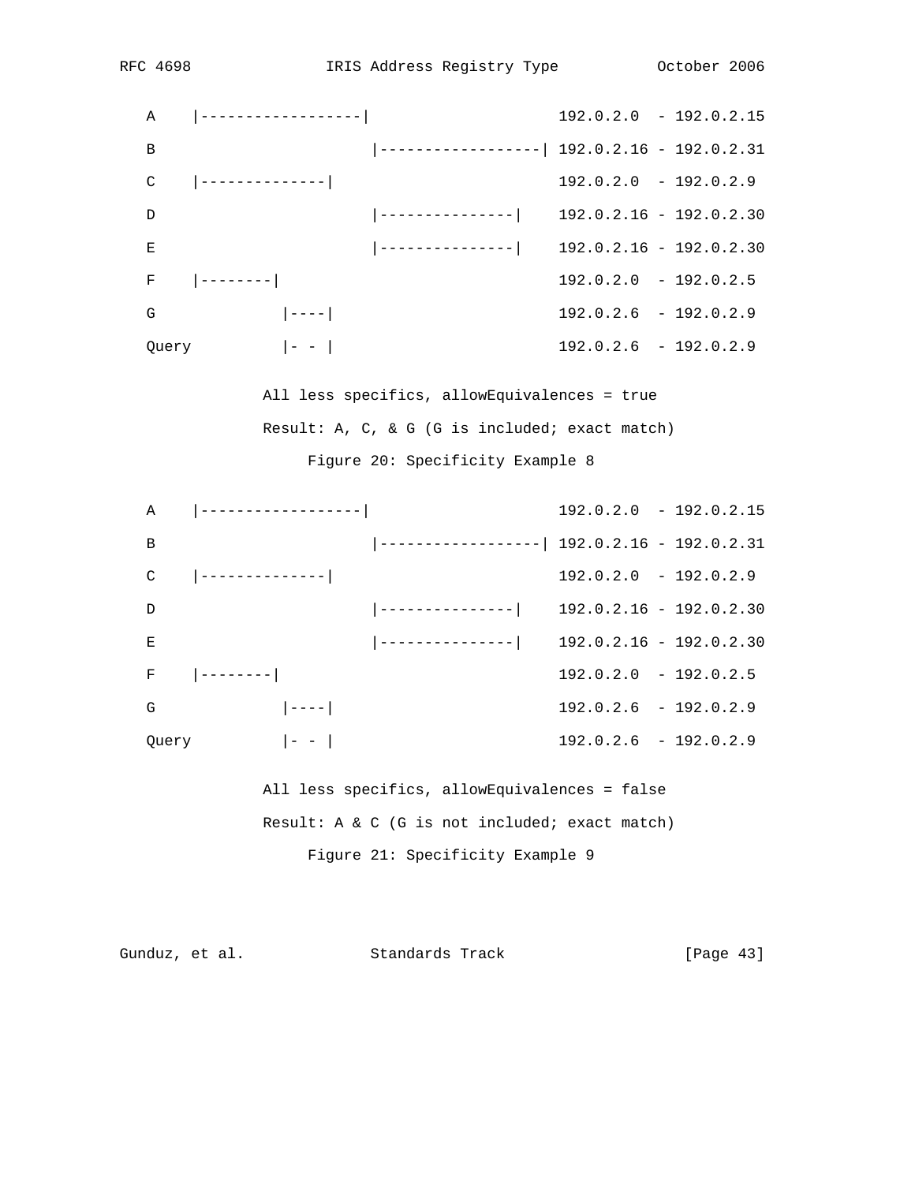```
   A    |------------------|                    192.0.2.0  - 192.0.2.15
   B                        |------------------| 192.0.2.16 - 192.0.2.31
   C    |--------------|                        192.0.2.0  - 192.0.2.9
   D                        |---------------|    192.0.2.16 - 192.0.2.30
   E                        |---------------|    192.0.2.16 - 192.0.2.30
   F    |--------|                              192.0.2.0  - 192.0.2.5
   G              |----|                        192.0.2.6  - 192.0.2.9
   Query          |- - |                        192.0.2.6  - 192.0.2.9

             All less specifics, allowEquivalences = true
             Result: A, C, & G (G is included; exact match)
```

Figure 20: Specificity Example 8

```
   A    |------------------|                    192.0.2.0  - 192.0.2.15
   B                        |------------------| 192.0.2.16 - 192.0.2.31
   C    |--------------|                        192.0.2.0  - 192.0.2.9
   D                        |---------------|    192.0.2.16 - 192.0.2.30
   E                        |---------------|    192.0.2.16 - 192.0.2.30
   F    |--------|                              192.0.2.0  - 192.0.2.5
   G              |----|                        192.0.2.6  - 192.0.2.9
   Query          |- - |                        192.0.2.6  - 192.0.2.9

             All less specifics, allowEquivalences = false
             Result: A & C (G is not included; exact match)
```

Figure 21: Specificity Example 9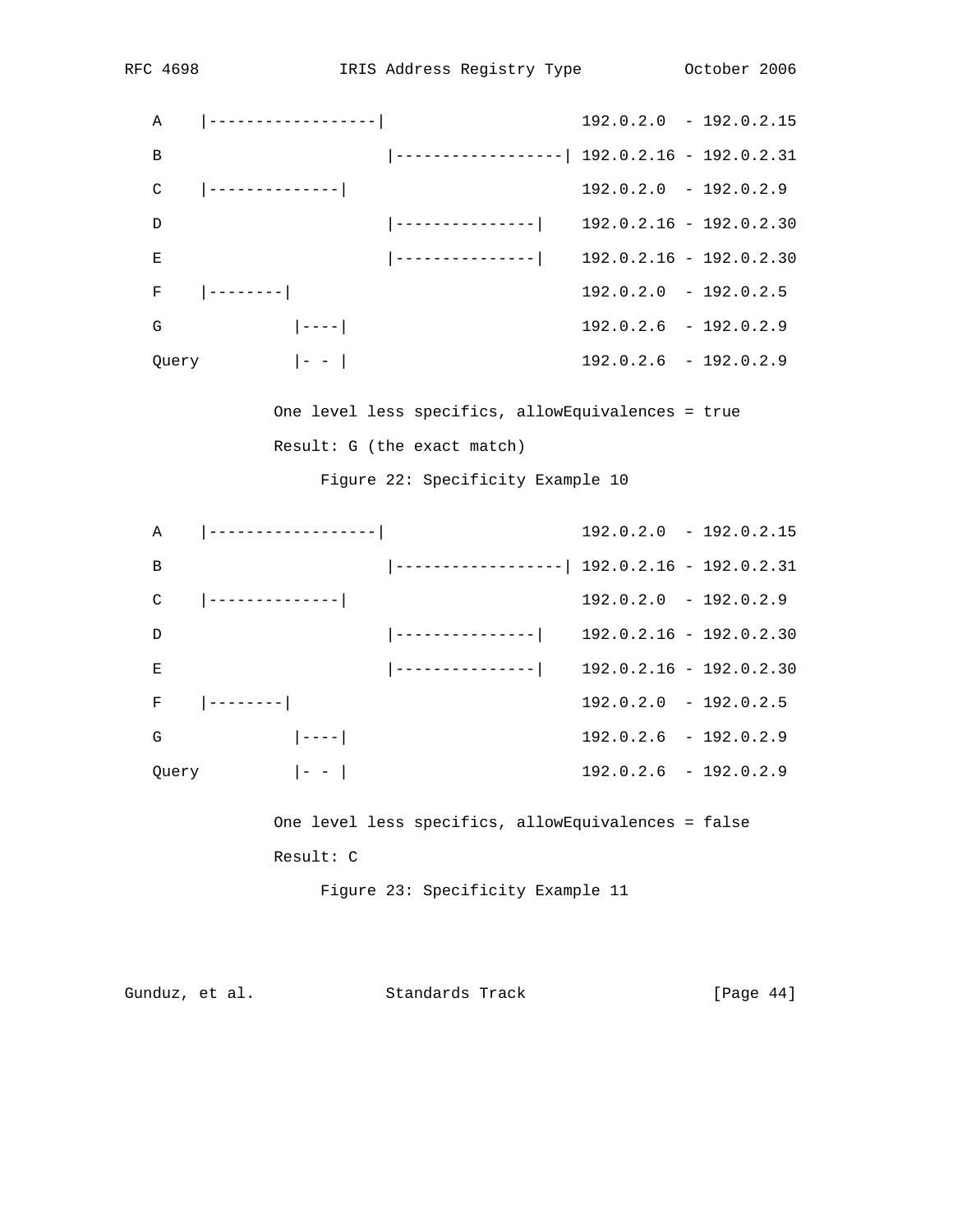```
A    |------------------|                    192.0.2.0  - 192.0.2.15

B                        |------------------| 192.0.2.16 - 192.0.2.31

C    |--------------|                        192.0.2.0  - 192.0.2.9

D                        |---------------|    192.0.2.16 - 192.0.2.30

E                        |---------------|    192.0.2.16 - 192.0.2.30

F    |--------|                              192.0.2.0  - 192.0.2.5

G              |----|                        192.0.2.6  - 192.0.2.9

Query          |- - |                        192.0.2.6  - 192.0.2.9

           One level less specifics, allowEquivalences = true

           Result: G (the exact match)
```

Figure 22: Specificity Example 10

```
A    |------------------|                    192.0.2.0  - 192.0.2.15

B                        |------------------| 192.0.2.16 - 192.0.2.31

C    |--------------|                        192.0.2.0  - 192.0.2.9

D                        |---------------|    192.0.2.16 - 192.0.2.30

E                        |---------------|    192.0.2.16 - 192.0.2.30

F    |--------|                              192.0.2.0  - 192.0.2.5

G              |----|                        192.0.2.6  - 192.0.2.9

Query          |- - |                        192.0.2.6  - 192.0.2.9

           One level less specifics, allowEquivalences = false

           Result: C
```

Figure 23: Specificity Example 11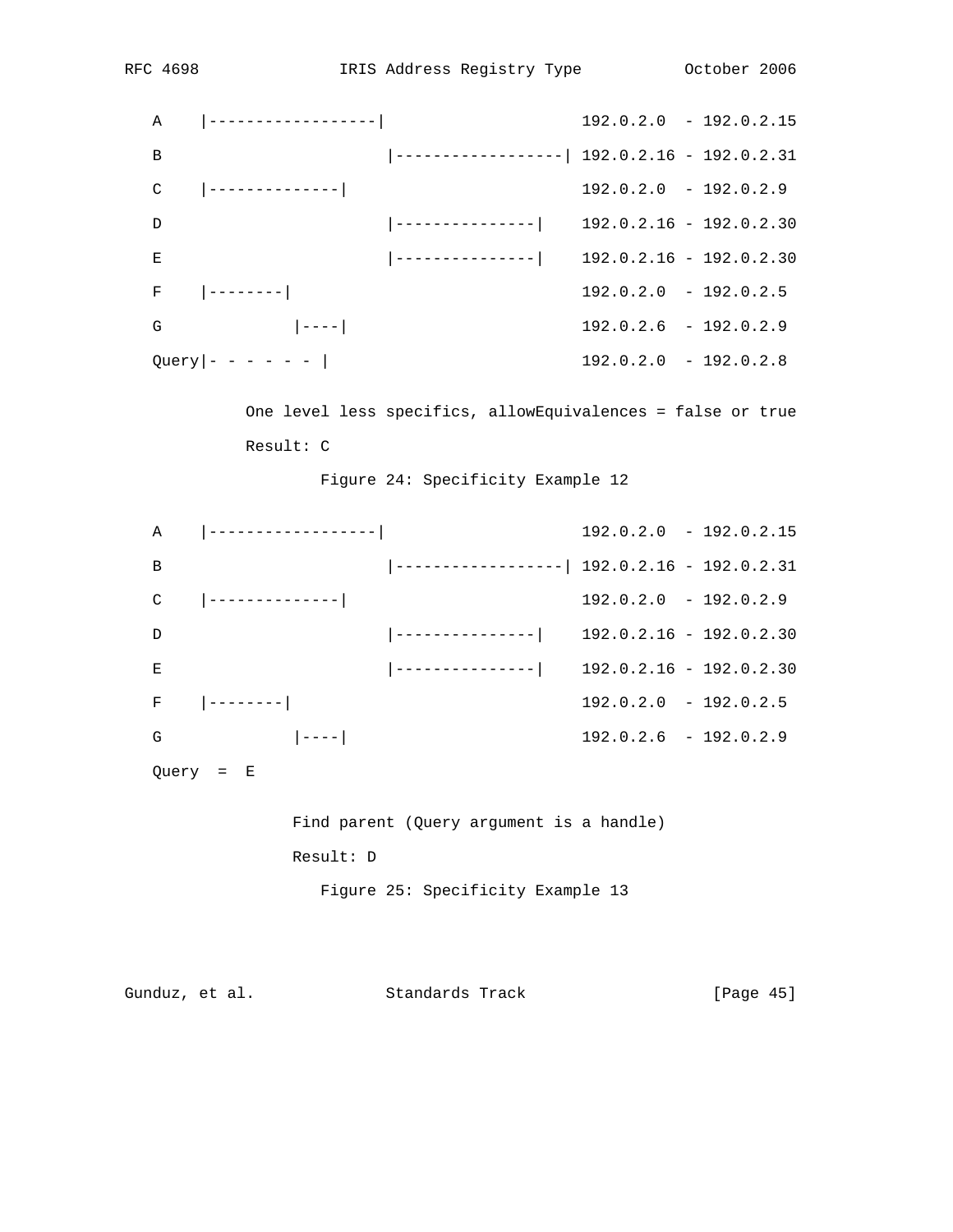```
   A    |------------------|                     192.0.2.0  - 192.0.2.15
   B                       |------------------| 192.0.2.16 - 192.0.2.31
   C    |--------------|                         192.0.2.0  - 192.0.2.9
   D                       |---------------|    192.0.2.16 - 192.0.2.30
   E                       |---------------|    192.0.2.16 - 192.0.2.30
   F    |--------|                               192.0.2.0  - 192.0.2.5
   G             |----|                          192.0.2.6  - 192.0.2.9
   Query|- - - - - - |                           192.0.2.0  - 192.0.2.8

           One level less specifics, allowEquivalences = false or true
           Result: C
```

Figure 24: Specificity Example 12

```
   A    |------------------|                     192.0.2.0  - 192.0.2.15
   B                       |------------------| 192.0.2.16 - 192.0.2.31
   C    |--------------|                         192.0.2.0  - 192.0.2.9
   D                       |---------------|    192.0.2.16 - 192.0.2.30
   E                       |---------------|    192.0.2.16 - 192.0.2.30
   F    |--------|                               192.0.2.0  - 192.0.2.5
   G             |----|                          192.0.2.6  - 192.0.2.9
   Query  =  E

                Find parent (Query argument is a handle)
                Result: D
```

Figure 25: Specificity Example 13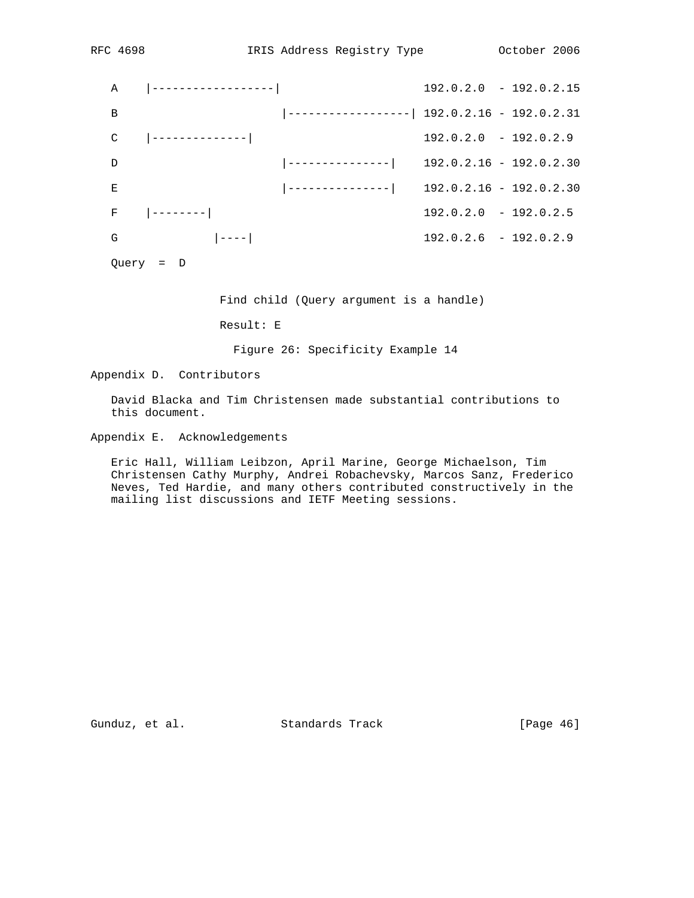```
   A    |------------------|                    192.0.2.0  - 192.0.2.15

   B                        |------------------| 192.0.2.16 - 192.0.2.31

   C    |--------------|                        192.0.2.0  - 192.0.2.9

   D                        |---------------|    192.0.2.16 - 192.0.2.30

   E                        |---------------|    192.0.2.16 - 192.0.2.30

   F    |--------|                              192.0.2.0  - 192.0.2.5

   G              |----|                        192.0.2.6  - 192.0.2.9

   Query  =  D

                Find child (Query argument is a handle)

                Result: E
```

Figure 26: Specificity Example 14

## Appendix D. Contributors

David Blacka and Tim Christensen made substantial contributions to this document.

## Appendix E. Acknowledgements

Eric Hall, William Leibzon, April Marine, George Michaelson, Tim Christensen Cathy Murphy, Andrei Robachevsky, Marcos Sanz, Frederico Neves, Ted Hardie, and many others contributed constructively in the mailing list discussions and IETF Meeting sessions.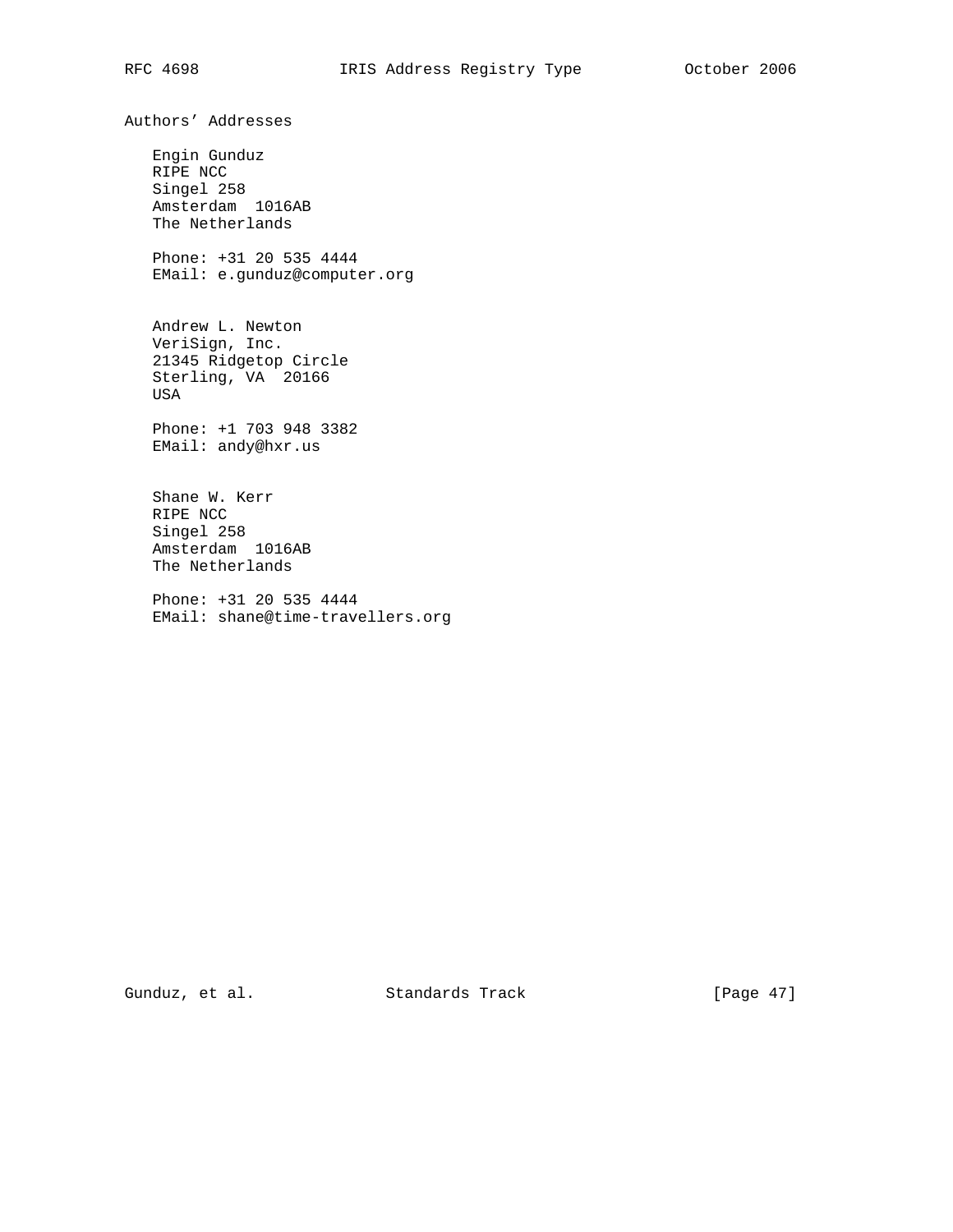## Authors' Addresses

Engin Gunduz
RIPE NCC
Singel 258
Amsterdam  1016AB
The Netherlands

Phone: +31 20 535 4444
EMail: e.gunduz@computer.org

Andrew L. Newton
VeriSign, Inc.
21345 Ridgetop Circle
Sterling, VA  20166
USA

Phone: +1 703 948 3382
EMail: andy@hxr.us

Shane W. Kerr
RIPE NCC
Singel 258
Amsterdam  1016AB
The Netherlands

Phone: +31 20 535 4444
EMail: shane@time-travellers.org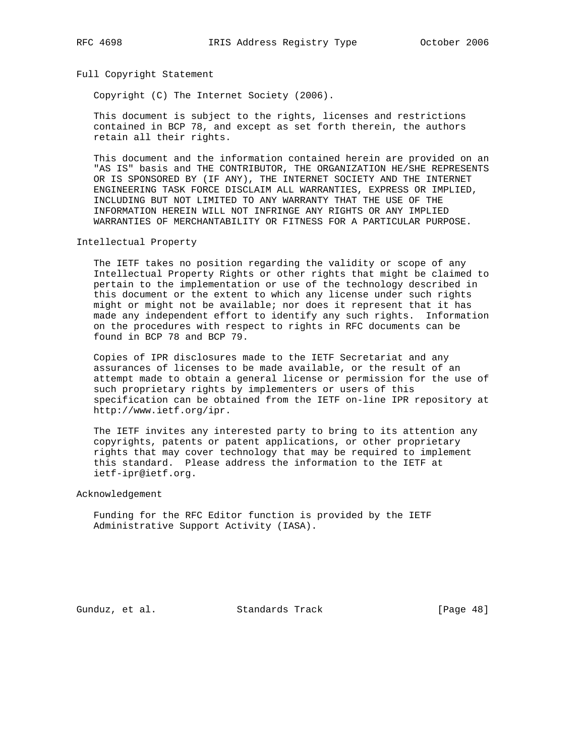## Full Copyright Statement

Copyright (C) The Internet Society (2006).

This document is subject to the rights, licenses and restrictions contained in BCP 78, and except as set forth therein, the authors retain all their rights.

This document and the information contained herein are provided on an "AS IS" basis and THE CONTRIBUTOR, THE ORGANIZATION HE/SHE REPRESENTS OR IS SPONSORED BY (IF ANY), THE INTERNET SOCIETY AND THE INTERNET ENGINEERING TASK FORCE DISCLAIM ALL WARRANTIES, EXPRESS OR IMPLIED, INCLUDING BUT NOT LIMITED TO ANY WARRANTY THAT THE USE OF THE INFORMATION HEREIN WILL NOT INFRINGE ANY RIGHTS OR ANY IMPLIED WARRANTIES OF MERCHANTABILITY OR FITNESS FOR A PARTICULAR PURPOSE.

## Intellectual Property

The IETF takes no position regarding the validity or scope of any Intellectual Property Rights or other rights that might be claimed to pertain to the implementation or use of the technology described in this document or the extent to which any license under such rights might or might not be available; nor does it represent that it has made any independent effort to identify any such rights. Information on the procedures with respect to rights in RFC documents can be found in BCP 78 and BCP 79.

Copies of IPR disclosures made to the IETF Secretariat and any assurances of licenses to be made available, or the result of an attempt made to obtain a general license or permission for the use of such proprietary rights by implementers or users of this specification can be obtained from the IETF on-line IPR repository at http://www.ietf.org/ipr.

The IETF invites any interested party to bring to its attention any copyrights, patents or patent applications, or other proprietary rights that may cover technology that may be required to implement this standard. Please address the information to the IETF at ietf-ipr@ietf.org.

## Acknowledgement

Funding for the RFC Editor function is provided by the IETF Administrative Support Activity (IASA).